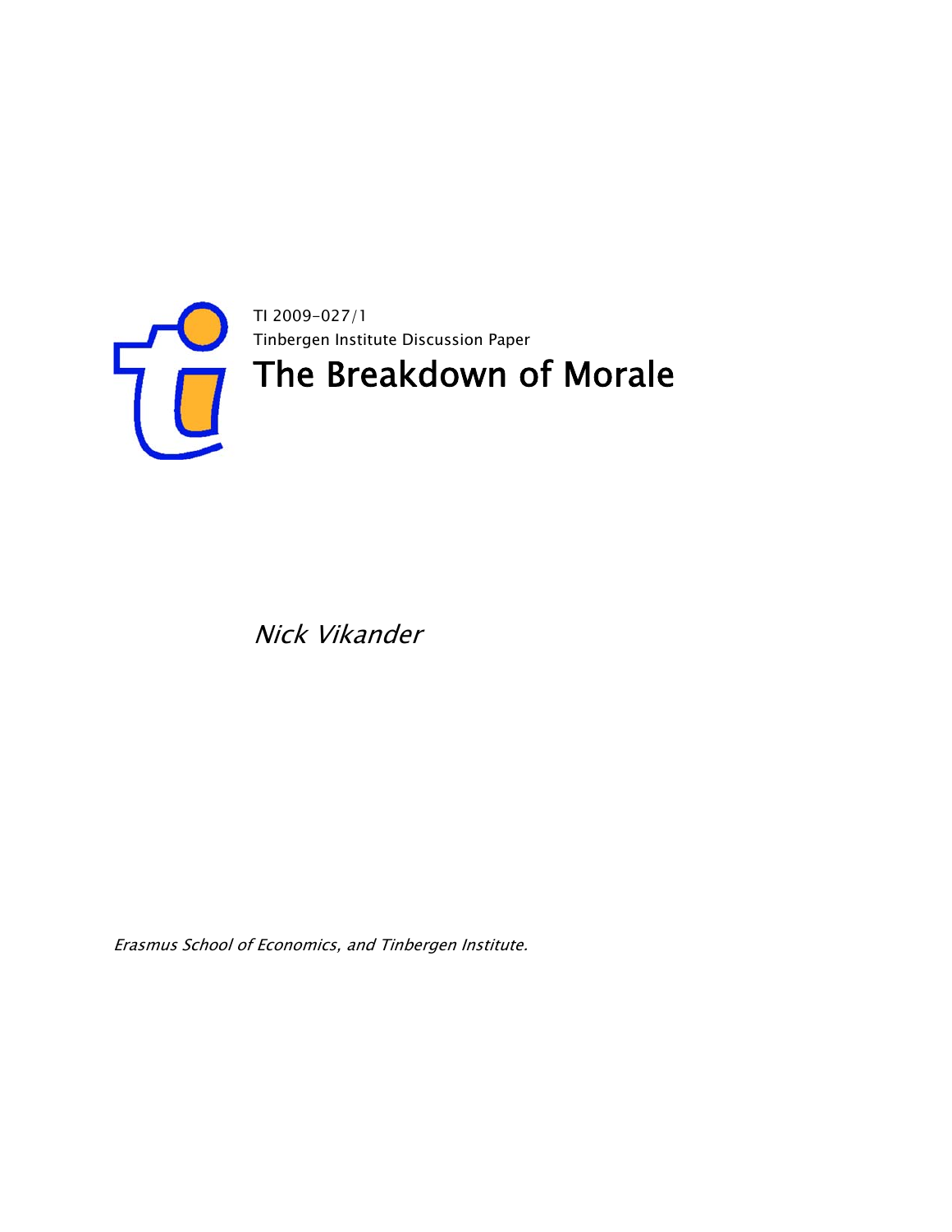TI 2009-027/1

Tinbergen Institute Discussion Paper

# The Breakdown of Morale

*Nick Vikander*

*Erasmus School of Economics, and Tinbergen Institute.*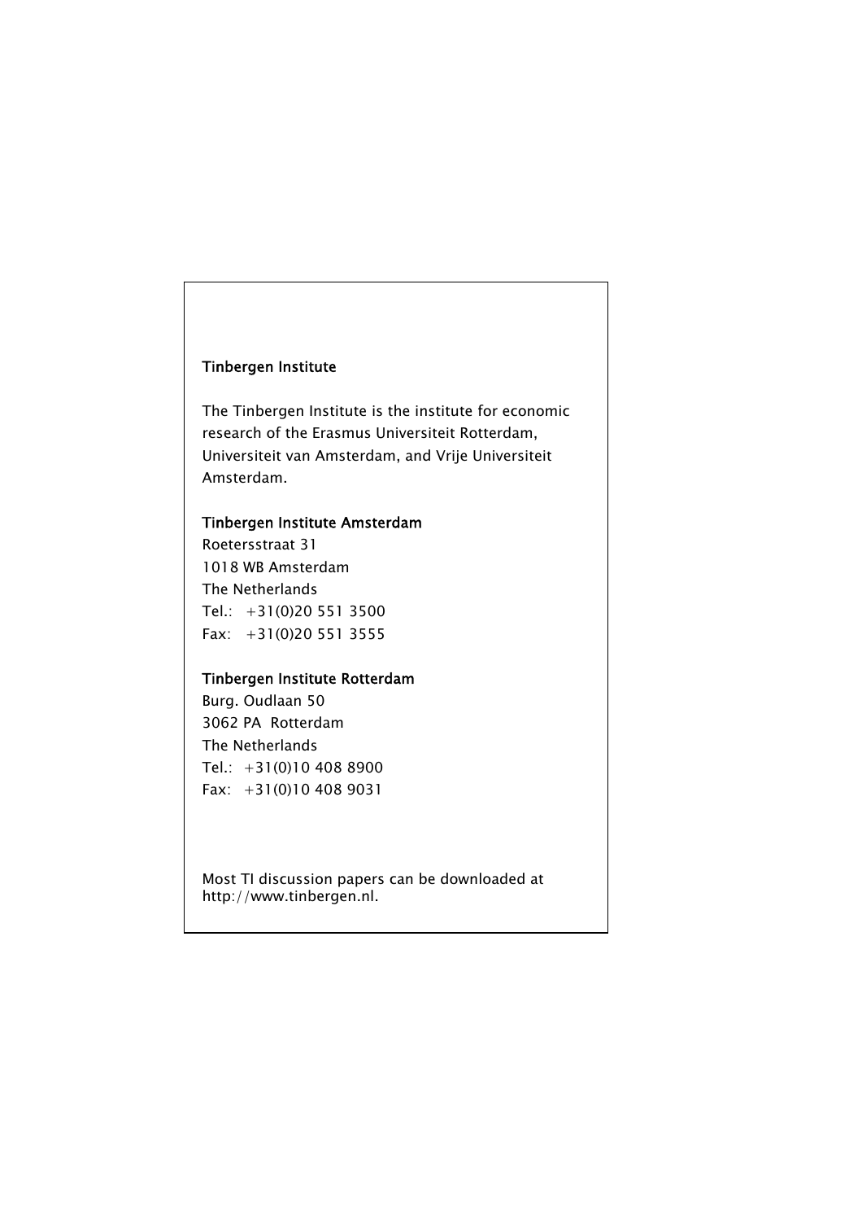**Tinbergen Institute**

The Tinbergen Institute is the institute for economic research of the Erasmus Universiteit Rotterdam, Universiteit van Amsterdam, and Vrije Universiteit Amsterdam.

**Tinbergen Institute Amsterdam**

Roetersstraat 31
1018 WB Amsterdam
The Netherlands
Tel.: +31(0)20 551 3500
Fax: +31(0)20 551 3555

**Tinbergen Institute Rotterdam**

Burg. Oudlaan 50
3062 PA Rotterdam
The Netherlands
Tel.: +31(0)10 408 8900
Fax: +31(0)10 408 9031

Most TI discussion papers can be downloaded at http://www.tinbergen.nl.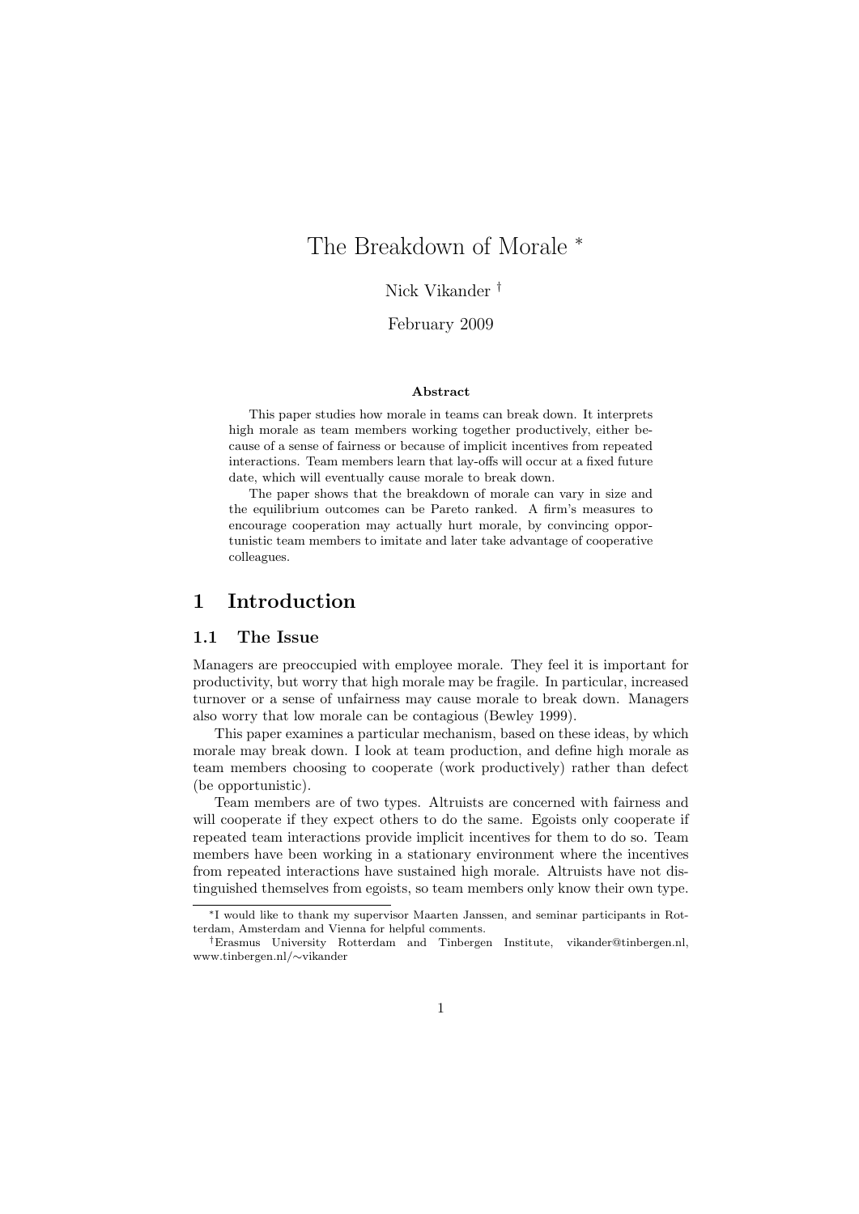# The Breakdown of Morale *

Nick Vikander †

February 2009

### Abstract

This paper studies how morale in teams can break down. It interprets high morale as team members working together productively, either because of a sense of fairness or because of implicit incentives from repeated interactions. Team members learn that lay-offs will occur at a fixed future date, which will eventually cause morale to break down.

The paper shows that the breakdown of morale can vary in size and the equilibrium outcomes can be Pareto ranked. A firm's measures to encourage cooperation may actually hurt morale, by convincing opportunistic team members to imitate and later take advantage of cooperative colleagues.

## 1 Introduction

### 1.1 The Issue

Managers are preoccupied with employee morale. They feel it is important for productivity, but worry that high morale may be fragile. In particular, increased turnover or a sense of unfairness may cause morale to break down. Managers also worry that low morale can be contagious (Bewley 1999).

This paper examines a particular mechanism, based on these ideas, by which morale may break down. I look at team production, and define high morale as team members choosing to cooperate (work productively) rather than defect (be opportunistic).

Team members are of two types. Altruists are concerned with fairness and will cooperate if they expect others to do the same. Egoists only cooperate if repeated team interactions provide implicit incentives for them to do so. Team members have been working in a stationary environment where the incentives from repeated interactions have sustained high morale. Altruists have not distinguished themselves from egoists, so team members only know their own type.

---

*I would like to thank my supervisor Maarten Janssen, and seminar participants in Rotterdam, Amsterdam and Vienna for helpful comments.

†Erasmus University Rotterdam and Tinbergen Institute, vikander@tinbergen.nl, www.tinbergen.nl/∼vikander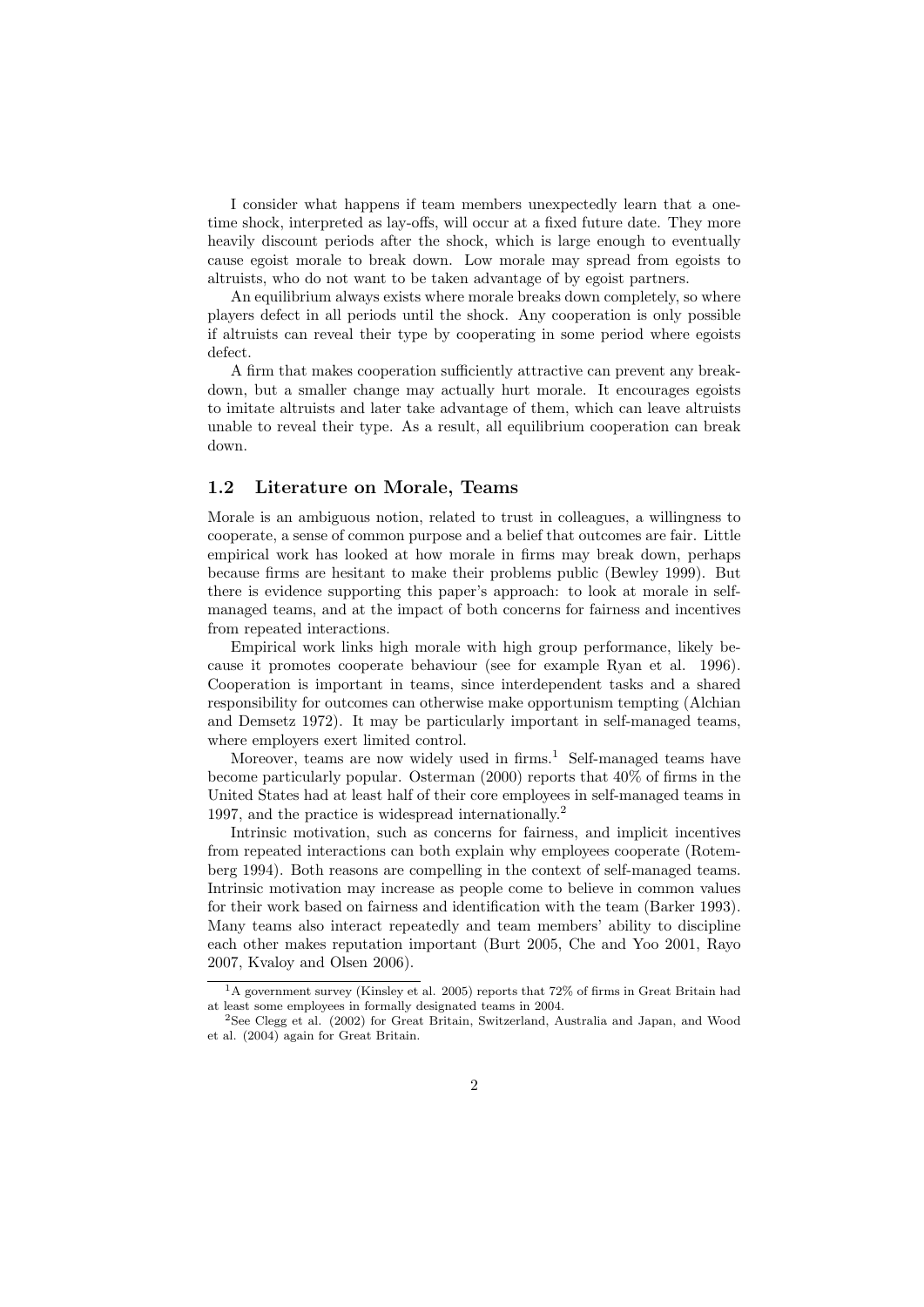I consider what happens if team members unexpectedly learn that a one-time shock, interpreted as lay-offs, will occur at a fixed future date. They more heavily discount periods after the shock, which is large enough to eventually cause egoist morale to break down. Low morale may spread from egoists to altruists, who do not want to be taken advantage of by egoist partners.

An equilibrium always exists where morale breaks down completely, so where players defect in all periods until the shock. Any cooperation is only possible if altruists can reveal their type by cooperating in some period where egoists defect.

A firm that makes cooperation sufficiently attractive can prevent any breakdown, but a smaller change may actually hurt morale. It encourages egoists to imitate altruists and later take advantage of them, which can leave altruists unable to reveal their type. As a result, all equilibrium cooperation can break down.

### 1.2 Literature on Morale, Teams

Morale is an ambiguous notion, related to trust in colleagues, a willingness to cooperate, a sense of common purpose and a belief that outcomes are fair. Little empirical work has looked at how morale in firms may break down, perhaps because firms are hesitant to make their problems public (Bewley 1999). But there is evidence supporting this paper's approach: to look at morale in self-managed teams, and at the impact of both concerns for fairness and incentives from repeated interactions.

Empirical work links high morale with high group performance, likely because it promotes cooperate behaviour (see for example Ryan et al. 1996). Cooperation is important in teams, since interdependent tasks and a shared responsibility for outcomes can otherwise make opportunism tempting (Alchian and Demsetz 1972). It may be particularly important in self-managed teams, where employers exert limited control.

Moreover, teams are now widely used in firms.[1] Self-managed teams have become particularly popular. Osterman (2000) reports that 40% of firms in the United States had at least half of their core employees in self-managed teams in 1997, and the practice is widespread internationally.[2]

Intrinsic motivation, such as concerns for fairness, and implicit incentives from repeated interactions can both explain why employees cooperate (Rotemberg 1994). Both reasons are compelling in the context of self-managed teams. Intrinsic motivation may increase as people come to believe in common values for their work based on fairness and identification with the team (Barker 1993). Many teams also interact repeatedly and team members' ability to discipline each other makes reputation important (Burt 2005, Che and Yoo 2001, Rayo 2007, Kvaloy and Olsen 2006).

---

[1] A government survey (Kinsley et al. 2005) reports that 72% of firms in Great Britain had at least some employees in formally designated teams in 2004.

[2] See Clegg et al. (2002) for Great Britain, Switzerland, Australia and Japan, and Wood et al. (2004) again for Great Britain.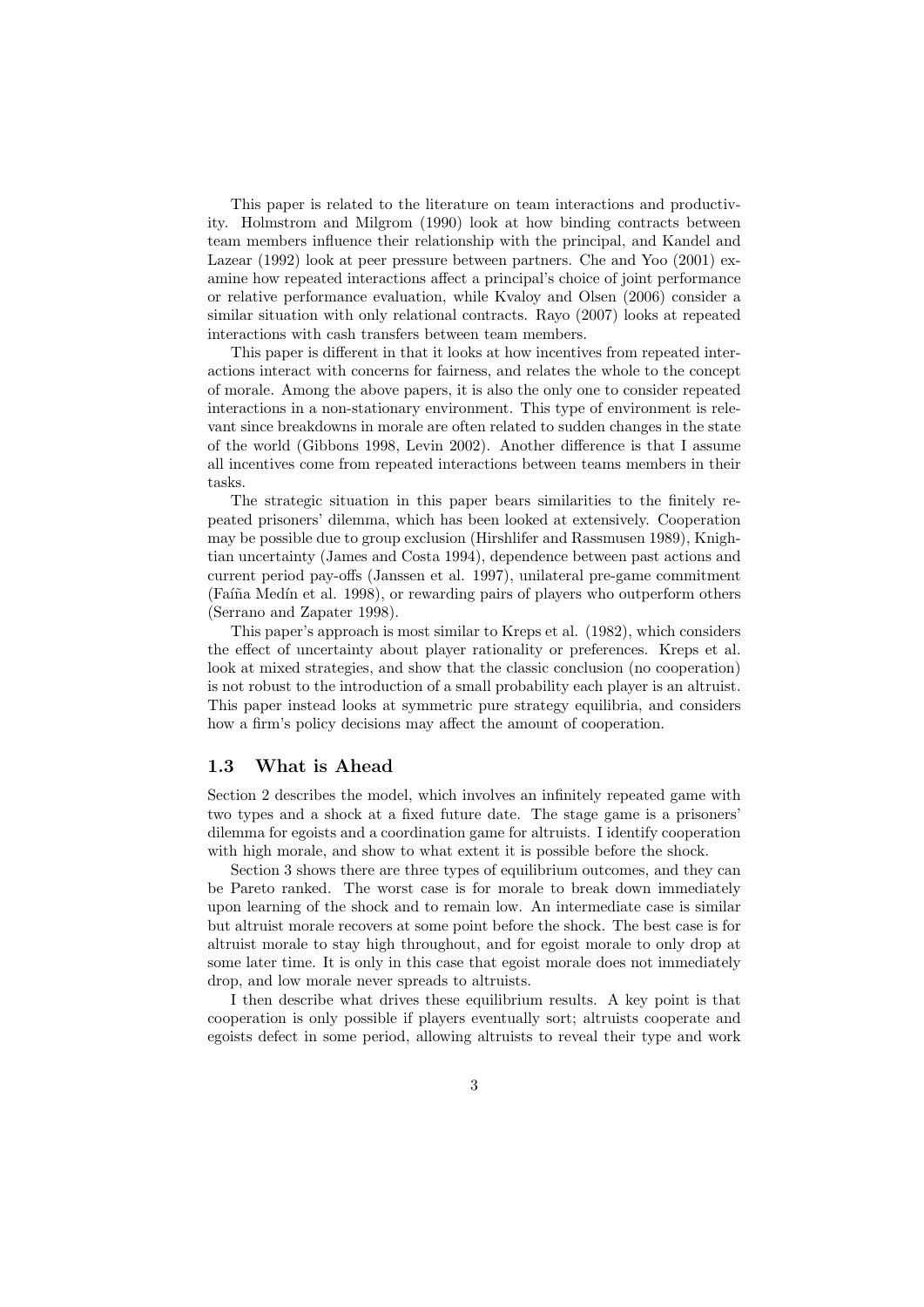This paper is related to the literature on team interactions and productivity. Holmstrom and Milgrom (1990) look at how binding contracts between team members influence their relationship with the principal, and Kandel and Lazear (1992) look at peer pressure between partners. Che and Yoo (2001) examine how repeated interactions affect a principal's choice of joint performance or relative performance evaluation, while Kvaloy and Olsen (2006) consider a similar situation with only relational contracts. Rayo (2007) looks at repeated interactions with cash transfers between team members.

This paper is different in that it looks at how incentives from repeated interactions interact with concerns for fairness, and relates the whole to the concept of morale. Among the above papers, it is also the only one to consider repeated interactions in a non-stationary environment. This type of environment is relevant since breakdowns in morale are often related to sudden changes in the state of the world (Gibbons 1998, Levin 2002). Another difference is that I assume all incentives come from repeated interactions between teams members in their tasks.

The strategic situation in this paper bears similarities to the finitely repeated prisoners' dilemma, which has been looked at extensively. Cooperation may be possible due to group exclusion (Hirshlifer and Rassmusen 1989), Knightian uncertainty (James and Costa 1994), dependence between past actions and current period pay-offs (Janssen et al. 1997), unilateral pre-game commitment (Faíña Medín et al. 1998), or rewarding pairs of players who outperform others (Serrano and Zapater 1998).

This paper's approach is most similar to Kreps et al. (1982), which considers the effect of uncertainty about player rationality or preferences. Kreps et al. look at mixed strategies, and show that the classic conclusion (no cooperation) is not robust to the introduction of a small probability each player is an altruist. This paper instead looks at symmetric pure strategy equilibria, and considers how a firm's policy decisions may affect the amount of cooperation.

### 1.3 What is Ahead

Section 2 describes the model, which involves an infinitely repeated game with two types and a shock at a fixed future date. The stage game is a prisoners' dilemma for egoists and a coordination game for altruists. I identify cooperation with high morale, and show to what extent it is possible before the shock.

Section 3 shows there are three types of equilibrium outcomes, and they can be Pareto ranked. The worst case is for morale to break down immediately upon learning of the shock and to remain low. An intermediate case is similar but altruist morale recovers at some point before the shock. The best case is for altruist morale to stay high throughout, and for egoist morale to only drop at some later time. It is only in this case that egoist morale does not immediately drop, and low morale never spreads to altruists.

I then describe what drives these equilibrium results. A key point is that cooperation is only possible if players eventually sort; altruists cooperate and egoists defect in some period, allowing altruists to reveal their type and work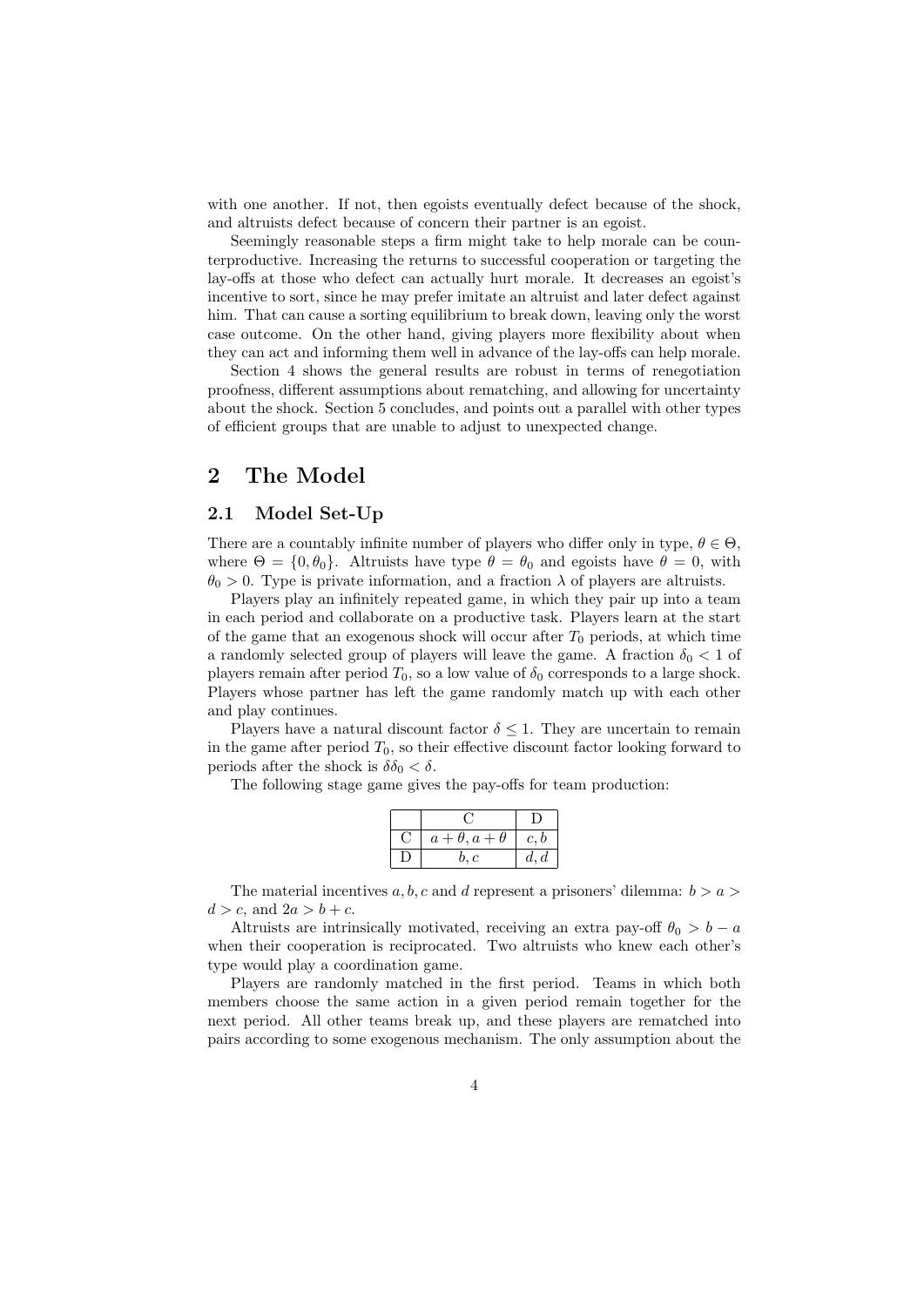with one another. If not, then egoists eventually defect because of the shock, and altruists defect because of concern their partner is an egoist.

Seemingly reasonable steps a firm might take to help morale can be counterproductive. Increasing the returns to successful cooperation or targeting the lay-offs at those who defect can actually hurt morale. It decreases an egoist's incentive to sort, since he may prefer imitate an altruist and later defect against him. That can cause a sorting equilibrium to break down, leaving only the worst case outcome. On the other hand, giving players more flexibility about when they can act and informing them well in advance of the lay-offs can help morale.

Section 4 shows the general results are robust in terms of renegotiation proofness, different assumptions about rematching, and allowing for uncertainty about the shock. Section 5 concludes, and points out a parallel with other types of efficient groups that are unable to adjust to unexpected change.

## 2 The Model

### 2.1 Model Set-Up

There are a countably infinite number of players who differ only in type, $\theta \in \Theta$, where $\Theta = \{0, \theta_0\}$. Altruists have type $\theta = \theta_0$ and egoists have $\theta = 0$, with $\theta_0 > 0$. Type is private information, and a fraction $\lambda$ of players are altruists.

Players play an infinitely repeated game, in which they pair up into a team in each period and collaborate on a productive task. Players learn at the start of the game that an exogenous shock will occur after $T_0$ periods, at which time a randomly selected group of players will leave the game. A fraction $\delta_0 < 1$ of players remain after period $T_0$, so a low value of $\delta_0$ corresponds to a large shock. Players whose partner has left the game randomly match up with each other and play continues.

Players have a natural discount factor $\delta \leq 1$. They are uncertain to remain in the game after period $T_0$, so their effective discount factor looking forward to periods after the shock is $\delta\delta_0 < \delta$.

The following stage game gives the pay-offs for team production:

| | C | D |
|---|---|---|
| C | $a + \theta, a + \theta$ | $c, b$ |
| D | $b, c$ | $d, d$ |

The material incentives $a, b, c$ and $d$ represent a prisoners' dilemma: $b > a > d > c$, and $2a > b + c$.

Altruists are intrinsically motivated, receiving an extra pay-off $\theta_0 > b - a$ when their cooperation is reciprocated. Two altruists who knew each other's type would play a coordination game.

Players are randomly matched in the first period. Teams in which both members choose the same action in a given period remain together for the next period. All other teams break up, and these players are rematched into pairs according to some exogenous mechanism. The only assumption about the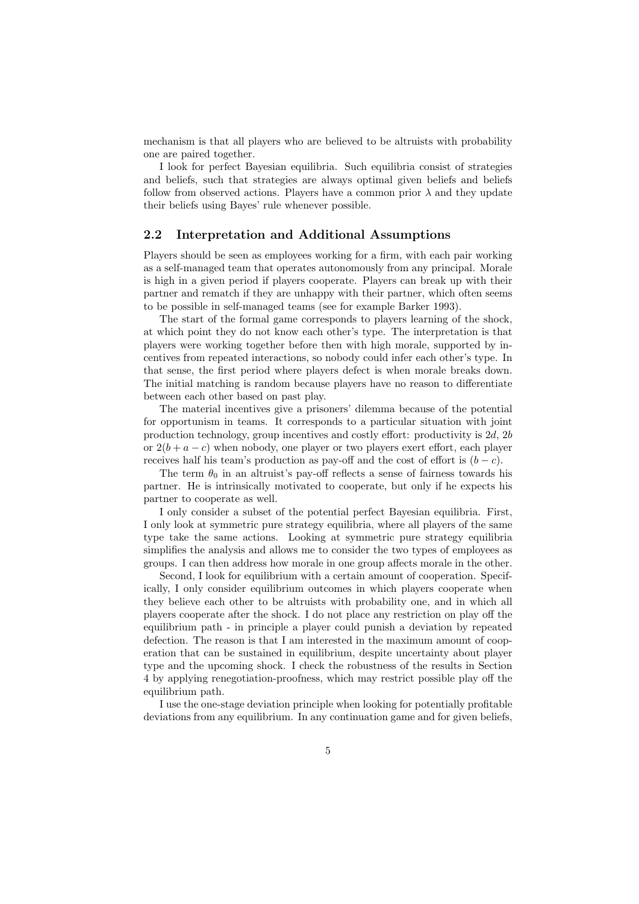mechanism is that all players who are believed to be altruists with probability one are paired together.

I look for perfect Bayesian equilibria. Such equilibria consist of strategies and beliefs, such that strategies are always optimal given beliefs and beliefs follow from observed actions. Players have a common prior $\lambda$ and they update their beliefs using Bayes' rule whenever possible.

## 2.2 Interpretation and Additional Assumptions

Players should be seen as employees working for a firm, with each pair working as a self-managed team that operates autonomously from any principal. Morale is high in a given period if players cooperate. Players can break up with their partner and rematch if they are unhappy with their partner, which often seems to be possible in self-managed teams (see for example Barker 1993).

The start of the formal game corresponds to players learning of the shock, at which point they do not know each other's type. The interpretation is that players were working together before then with high morale, supported by incentives from repeated interactions, so nobody could infer each other's type. In that sense, the first period where players defect is when morale breaks down. The initial matching is random because players have no reason to differentiate between each other based on past play.

The material incentives give a prisoners' dilemma because of the potential for opportunism in teams. It corresponds to a particular situation with joint production technology, group incentives and costly effort: productivity is $2d$, $2b$ or $2(b + a - c)$ when nobody, one player or two players exert effort, each player receives half his team's production as pay-off and the cost of effort is $(b - c)$.

The term $\theta_0$ in an altruist's pay-off reflects a sense of fairness towards his partner. He is intrinsically motivated to cooperate, but only if he expects his partner to cooperate as well.

I only consider a subset of the potential perfect Bayesian equilibria. First, I only look at symmetric pure strategy equilibria, where all players of the same type take the same actions. Looking at symmetric pure strategy equilibria simplifies the analysis and allows me to consider the two types of employees as groups. I can then address how morale in one group affects morale in the other.

Second, I look for equilibrium with a certain amount of cooperation. Specifically, I only consider equilibrium outcomes in which players cooperate when they believe each other to be altruists with probability one, and in which all players cooperate after the shock. I do not place any restriction on play off the equilibrium path - in principle a player could punish a deviation by repeated defection. The reason is that I am interested in the maximum amount of cooperation that can be sustained in equilibrium, despite uncertainty about player type and the upcoming shock. I check the robustness of the results in Section 4 by applying renegotiation-proofness, which may restrict possible play off the equilibrium path.

I use the one-stage deviation principle when looking for potentially profitable deviations from any equilibrium. In any continuation game and for given beliefs,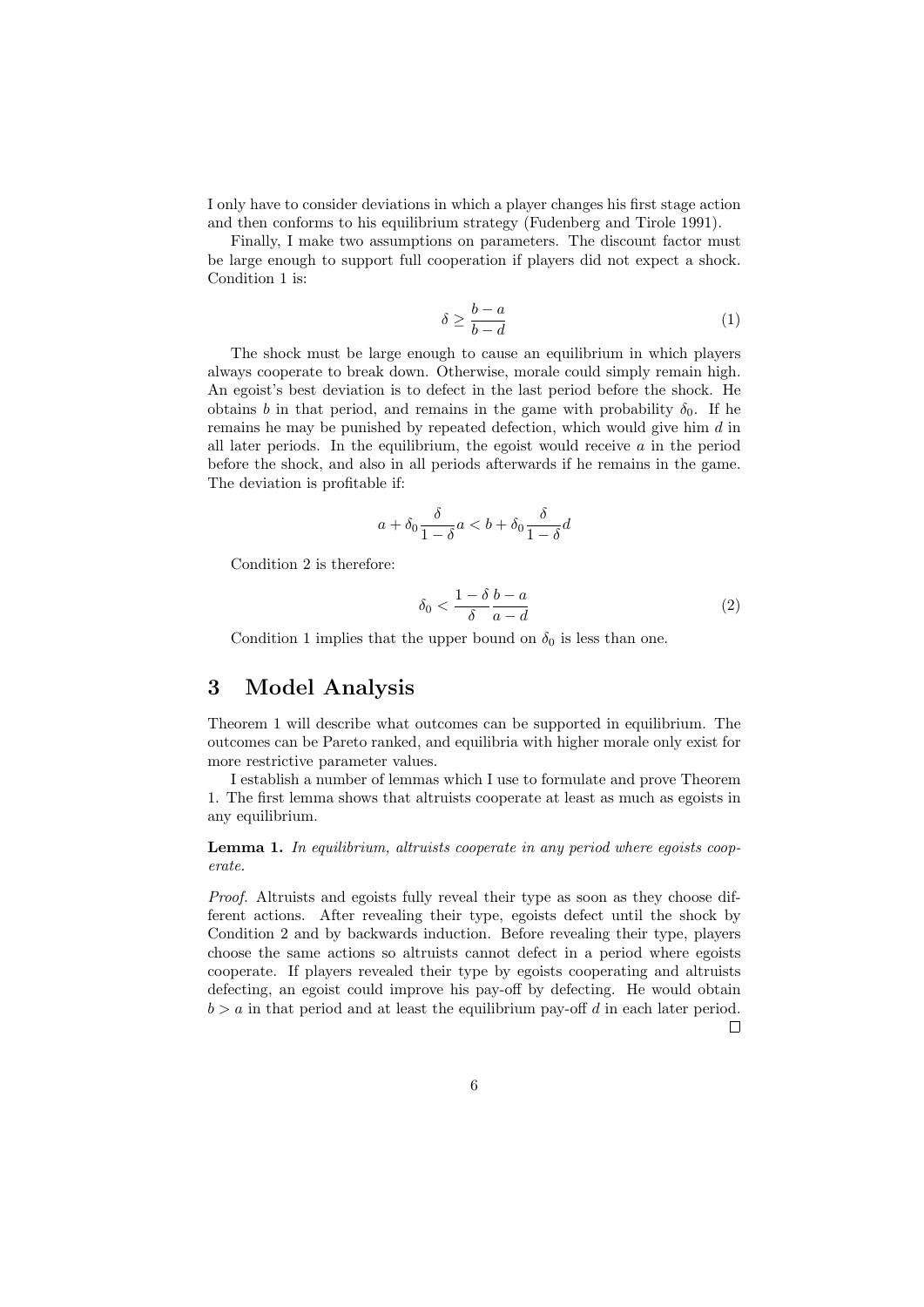I only have to consider deviations in which a player changes his first stage action and then conforms to his equilibrium strategy (Fudenberg and Tirole 1991).

Finally, I make two assumptions on parameters. The discount factor must be large enough to support full cooperation if players did not expect a shock. Condition 1 is:

$$\delta \geq \frac{b-a}{b-d} \tag{1}$$

The shock must be large enough to cause an equilibrium in which players always cooperate to break down. Otherwise, morale could simply remain high. An egoist's best deviation is to defect in the last period before the shock. He obtains $b$ in that period, and remains in the game with probability $\delta_0$. If he remains he may be punished by repeated defection, which would give him $d$ in all later periods. In the equilibrium, the egoist would receive $a$ in the period before the shock, and also in all periods afterwards if he remains in the game. The deviation is profitable if:

$$a + \delta_0 \frac{\delta}{1-\delta} a < b + \delta_0 \frac{\delta}{1-\delta} d$$

Condition 2 is therefore:

$$\delta_0 < \frac{1-\delta}{\delta} \frac{b-a}{a-d} \tag{2}$$

Condition 1 implies that the upper bound on $\delta_0$ is less than one.

## 3 Model Analysis

Theorem 1 will describe what outcomes can be supported in equilibrium. The outcomes can be Pareto ranked, and equilibria with higher morale only exist for more restrictive parameter values.

I establish a number of lemmas which I use to formulate and prove Theorem 1. The first lemma shows that altruists cooperate at least as much as egoists in any equilibrium.

**Lemma 1.** *In equilibrium, altruists cooperate in any period where egoists cooperate.*

*Proof.* Altruists and egoists fully reveal their type as soon as they choose different actions. After revealing their type, egoists defect until the shock by Condition 2 and by backwards induction. Before revealing their type, players choose the same actions so altruists cannot defect in a period where egoists cooperate. If players revealed their type by egoists cooperating and altruists defecting, an egoist could improve his pay-off by defecting. He would obtain $b > a$ in that period and at least the equilibrium pay-off $d$ in each later period. □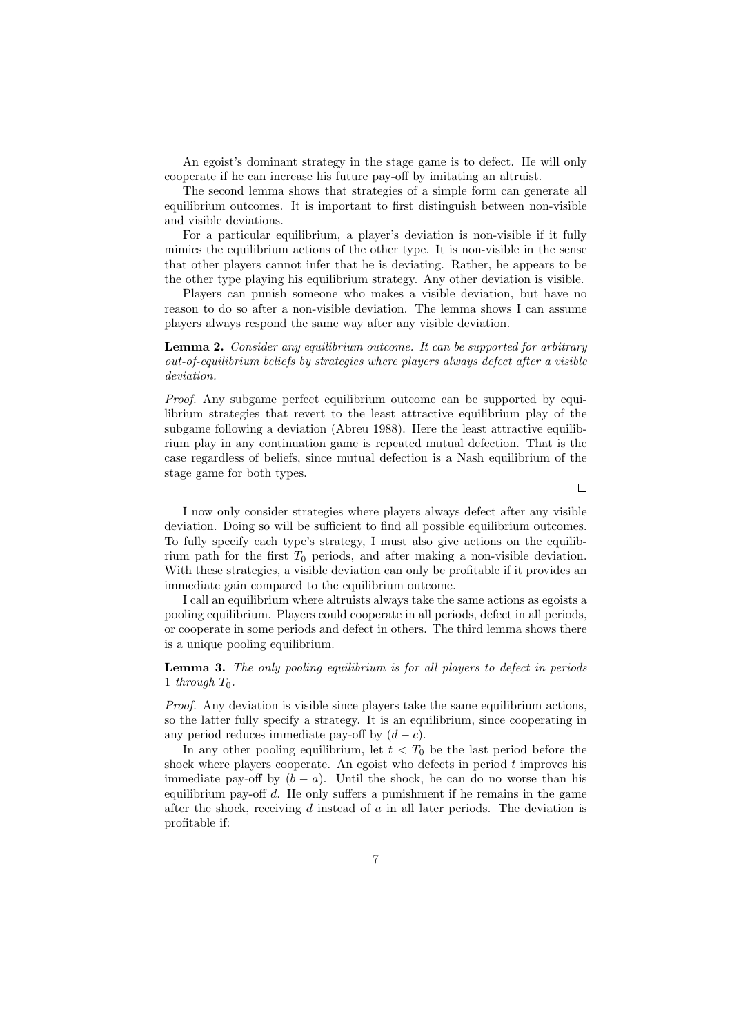An egoist's dominant strategy in the stage game is to defect. He will only cooperate if he can increase his future pay-off by imitating an altruist.

The second lemma shows that strategies of a simple form can generate all equilibrium outcomes. It is important to first distinguish between non-visible and visible deviations.

For a particular equilibrium, a player's deviation is non-visible if it fully mimics the equilibrium actions of the other type. It is non-visible in the sense that other players cannot infer that he is deviating. Rather, he appears to be the other type playing his equilibrium strategy. Any other deviation is visible.

Players can punish someone who makes a visible deviation, but have no reason to do so after a non-visible deviation. The lemma shows I can assume players always respond the same way after any visible deviation.

**Lemma 2.** *Consider any equilibrium outcome. It can be supported for arbitrary out-of-equilibrium beliefs by strategies where players always defect after a visible deviation.*

*Proof.* Any subgame perfect equilibrium outcome can be supported by equilibrium strategies that revert to the least attractive equilibrium play of the subgame following a deviation (Abreu 1988). Here the least attractive equilibrium play in any continuation game is repeated mutual defection. That is the case regardless of beliefs, since mutual defection is a Nash equilibrium of the stage game for both types. □

I now only consider strategies where players always defect after any visible deviation. Doing so will be sufficient to find all possible equilibrium outcomes. To fully specify each type's strategy, I must also give actions on the equilibrium path for the first $T_0$ periods, and after making a non-visible deviation. With these strategies, a visible deviation can only be profitable if it provides an immediate gain compared to the equilibrium outcome.

I call an equilibrium where altruists always take the same actions as egoists a pooling equilibrium. Players could cooperate in all periods, defect in all periods, or cooperate in some periods and defect in others. The third lemma shows there is a unique pooling equilibrium.

**Lemma 3.** *The only pooling equilibrium is for all players to defect in periods* 1 *through* $T_0$.

*Proof.* Any deviation is visible since players take the same equilibrium actions, so the latter fully specify a strategy. It is an equilibrium, since cooperating in any period reduces immediate pay-off by $(d - c)$.

In any other pooling equilibrium, let $t < T_0$ be the last period before the shock where players cooperate. An egoist who defects in period $t$ improves his immediate pay-off by $(b - a)$. Until the shock, he can do no worse than his equilibrium pay-off $d$. He only suffers a punishment if he remains in the game after the shock, receiving $d$ instead of $a$ in all later periods. The deviation is profitable if: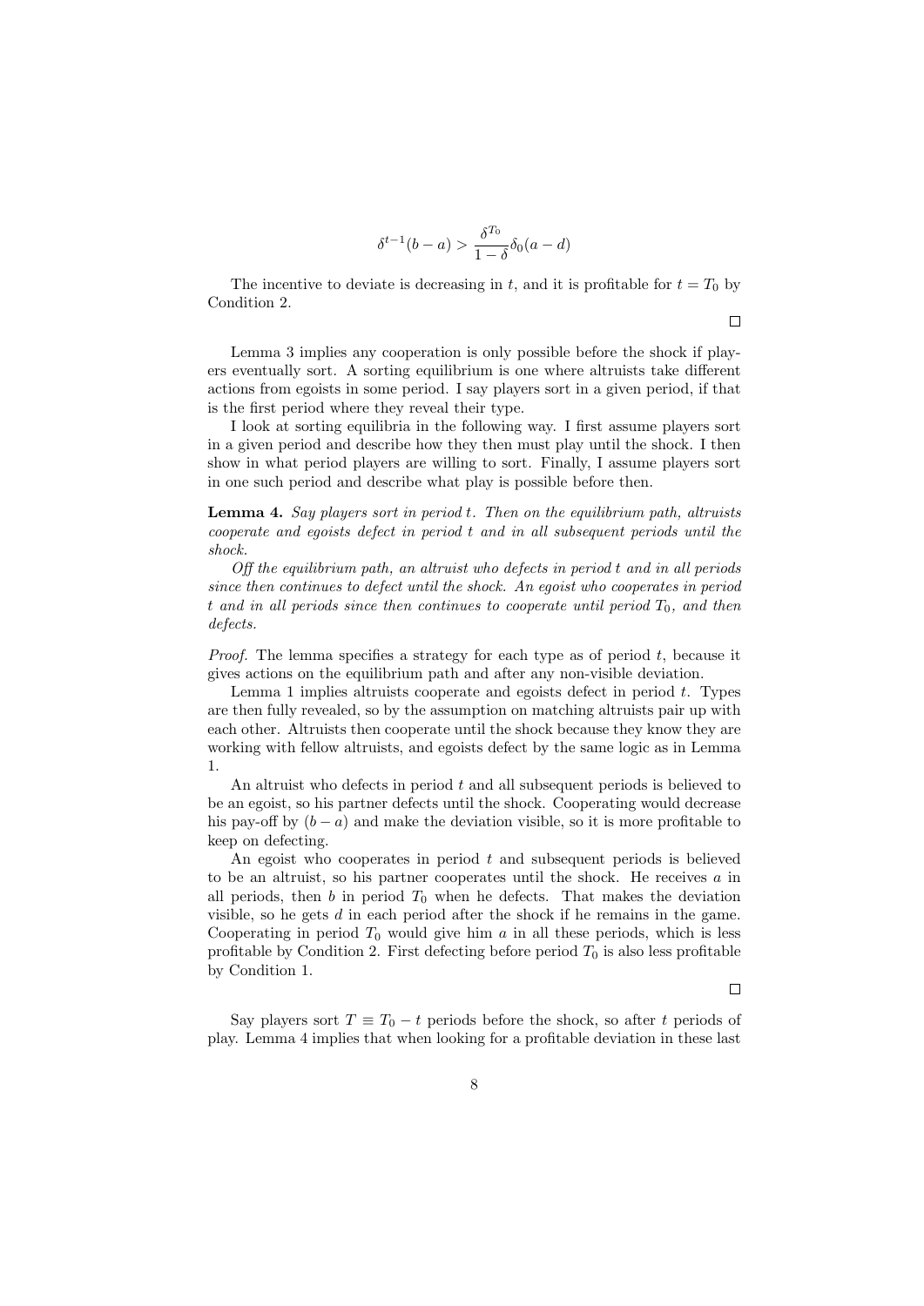$$\delta^{t-1}(b-a) > \frac{\delta^{T_0}}{1-\delta}\delta_0(a-d)$$

The incentive to deviate is decreasing in $t$, and it is profitable for $t = T_0$ by Condition 2.

□

Lemma 3 implies any cooperation is only possible before the shock if players eventually sort. A sorting equilibrium is one where altruists take different actions from egoists in some period. I say players sort in a given period, if that is the first period where they reveal their type.

I look at sorting equilibria in the following way. I first assume players sort in a given period and describe how they then must play until the shock. I then show in what period players are willing to sort. Finally, I assume players sort in one such period and describe what play is possible before then.

**Lemma 4.** *Say players sort in period $t$. Then on the equilibrium path, altruists cooperate and egoists defect in period $t$ and in all subsequent periods until the shock.*

*Off the equilibrium path, an altruist who defects in period $t$ and in all periods since then continues to defect until the shock. An egoist who cooperates in period $t$ and in all periods since then continues to cooperate until period $T_0$, and then defects.*

*Proof.* The lemma specifies a strategy for each type as of period $t$, because it gives actions on the equilibrium path and after any non-visible deviation.

Lemma 1 implies altruists cooperate and egoists defect in period $t$. Types are then fully revealed, so by the assumption on matching altruists pair up with each other. Altruists then cooperate until the shock because they know they are working with fellow altruists, and egoists defect by the same logic as in Lemma 1.

An altruist who defects in period $t$ and all subsequent periods is believed to be an egoist, so his partner defects until the shock. Cooperating would decrease his pay-off by $(b-a)$ and make the deviation visible, so it is more profitable to keep on defecting.

An egoist who cooperates in period $t$ and subsequent periods is believed to be an altruist, so his partner cooperates until the shock. He receives $a$ in all periods, then $b$ in period $T_0$ when he defects. That makes the deviation visible, so he gets $d$ in each period after the shock if he remains in the game. Cooperating in period $T_0$ would give him $a$ in all these periods, which is less profitable by Condition 2. First defecting before period $T_0$ is also less profitable by Condition 1.

□

Say players sort $T \equiv T_0 - t$ periods before the shock, so after $t$ periods of play. Lemma 4 implies that when looking for a profitable deviation in these last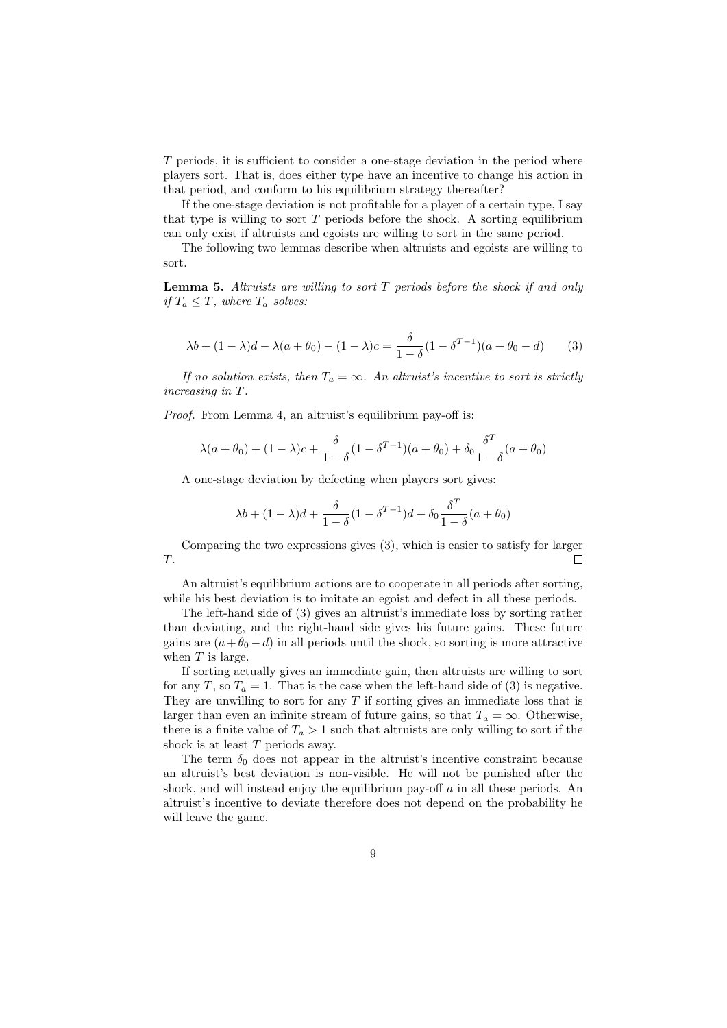$T$ periods, it is sufficient to consider a one-stage deviation in the period where players sort. That is, does either type have an incentive to change his action in that period, and conform to his equilibrium strategy thereafter?

If the one-stage deviation is not profitable for a player of a certain type, I say that type is willing to sort $T$ periods before the shock. A sorting equilibrium can only exist if altruists and egoists are willing to sort in the same period.

The following two lemmas describe when altruists and egoists are willing to sort.

**Lemma 5.** *Altruists are willing to sort $T$ periods before the shock if and only if $T_a \leq T$, where $T_a$ solves:*

$$\lambda b + (1-\lambda)d - \lambda(a+\theta_0) - (1-\lambda)c = \frac{\delta}{1-\delta}(1-\delta^{T-1})(a+\theta_0-d) \tag{3}$$

*If no solution exists, then $T_a = \infty$. An altruist's incentive to sort is strictly increasing in $T$.*

*Proof.* From Lemma 4, an altruist's equilibrium pay-off is:

$$\lambda(a+\theta_0) + (1-\lambda)c + \frac{\delta}{1-\delta}(1-\delta^{T-1})(a+\theta_0) + \delta_0\frac{\delta^T}{1-\delta}(a+\theta_0)$$

A one-stage deviation by defecting when players sort gives:

$$\lambda b + (1-\lambda)d + \frac{\delta}{1-\delta}(1-\delta^{T-1})d + \delta_0\frac{\delta^T}{1-\delta}(a+\theta_0)$$

Comparing the two expressions gives (3), which is easier to satisfy for larger $T$. □

An altruist's equilibrium actions are to cooperate in all periods after sorting, while his best deviation is to imitate an egoist and defect in all these periods.

The left-hand side of (3) gives an altruist's immediate loss by sorting rather than deviating, and the right-hand side gives his future gains. These future gains are $(a+\theta_0-d)$ in all periods until the shock, so sorting is more attractive when $T$ is large.

If sorting actually gives an immediate gain, then altruists are willing to sort for any $T$, so $T_a = 1$. That is the case when the left-hand side of (3) is negative. They are unwilling to sort for any $T$ if sorting gives an immediate loss that is larger than even an infinite stream of future gains, so that $T_a = \infty$. Otherwise, there is a finite value of $T_a > 1$ such that altruists are only willing to sort if the shock is at least $T$ periods away.

The term $\delta_0$ does not appear in the altruist's incentive constraint because an altruist's best deviation is non-visible. He will not be punished after the shock, and will instead enjoy the equilibrium pay-off $a$ in all these periods. An altruist's incentive to deviate therefore does not depend on the probability he will leave the game.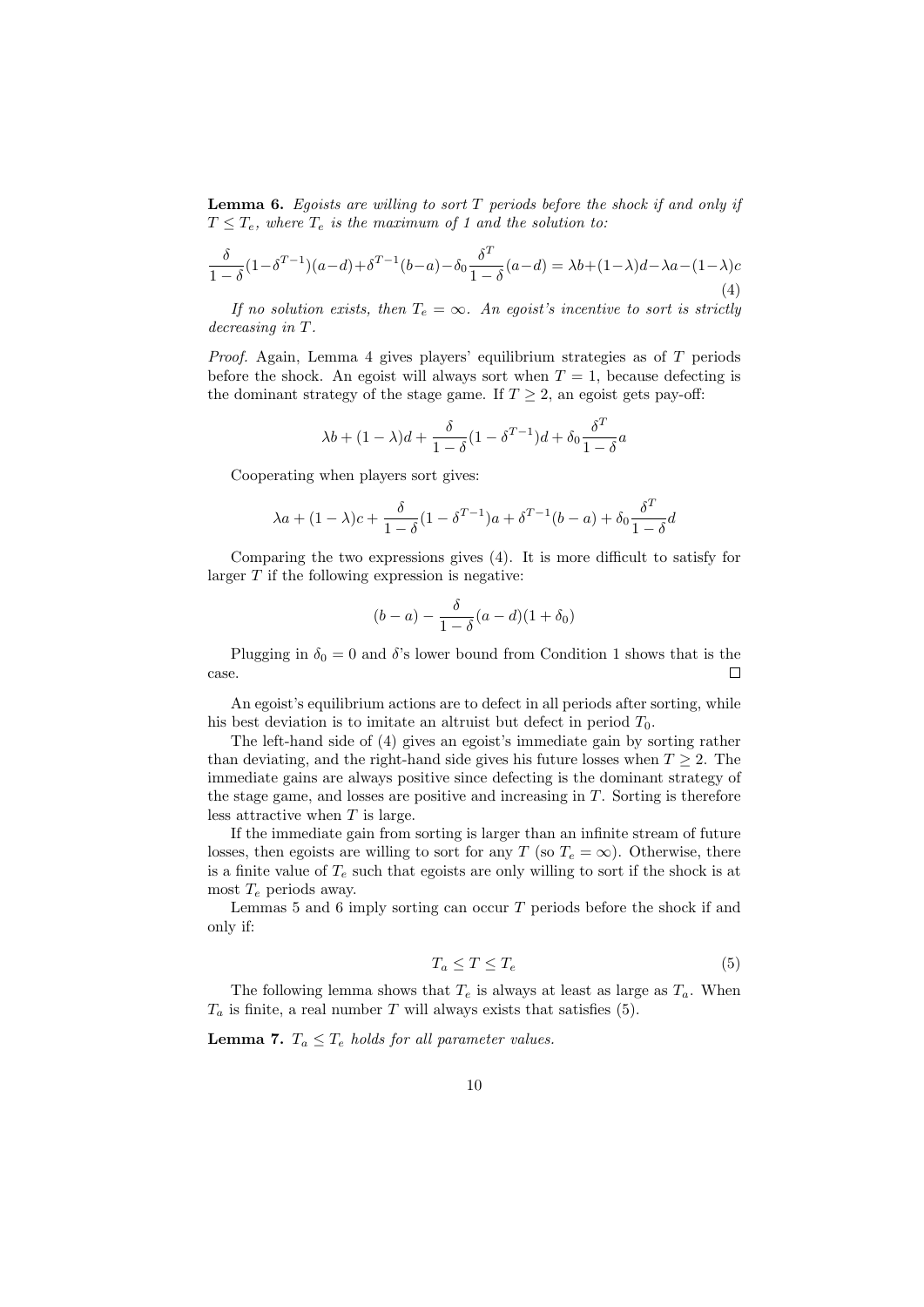**Lemma 6.** *Egoists are willing to sort $T$ periods before the shock if and only if $T \leq T_e$, where $T_e$ is the maximum of 1 and the solution to:*

$$\frac{\delta}{1-\delta}(1-\delta^{T-1})(a-d)+\delta^{T-1}(b-a)-\delta_0\frac{\delta^T}{1-\delta}(a-d) = \lambda b+(1-\lambda)d-\lambda a-(1-\lambda)c \tag{4}$$

*If no solution exists, then $T_e = \infty$. An egoist's incentive to sort is strictly decreasing in $T$.*

*Proof.* Again, Lemma 4 gives players' equilibrium strategies as of $T$ periods before the shock. An egoist will always sort when $T = 1$, because defecting is the dominant strategy of the stage game. If $T \geq 2$, an egoist gets pay-off:

$$\lambda b + (1-\lambda)d + \frac{\delta}{1-\delta}(1-\delta^{T-1})d + \delta_0\frac{\delta^T}{1-\delta}a$$

Cooperating when players sort gives:

$$\lambda a + (1-\lambda)c + \frac{\delta}{1-\delta}(1-\delta^{T-1})a + \delta^{T-1}(b-a) + \delta_0\frac{\delta^T}{1-\delta}d$$

Comparing the two expressions gives (4). It is more difficult to satisfy for larger $T$ if the following expression is negative:

$$(b-a) - \frac{\delta}{1-\delta}(a-d)(1+\delta_0)$$

Plugging in $\delta_0 = 0$ and $\delta$'s lower bound from Condition 1 shows that is the case. □

An egoist's equilibrium actions are to defect in all periods after sorting, while his best deviation is to imitate an altruist but defect in period $T_0$.

The left-hand side of (4) gives an egoist's immediate gain by sorting rather than deviating, and the right-hand side gives his future losses when $T \geq 2$. The immediate gains are always positive since defecting is the dominant strategy of the stage game, and losses are positive and increasing in $T$. Sorting is therefore less attractive when $T$ is large.

If the immediate gain from sorting is larger than an infinite stream of future losses, then egoists are willing to sort for any $T$ (so $T_e = \infty$). Otherwise, there is a finite value of $T_e$ such that egoists are only willing to sort if the shock is at most $T_e$ periods away.

Lemmas 5 and 6 imply sorting can occur $T$ periods before the shock if and only if:

$$T_a \leq T \leq T_e \tag{5}$$

The following lemma shows that $T_e$ is always at least as large as $T_a$. When $T_a$ is finite, a real number $T$ will always exists that satisfies (5).

**Lemma 7.** *$T_a \leq T_e$ holds for all parameter values.*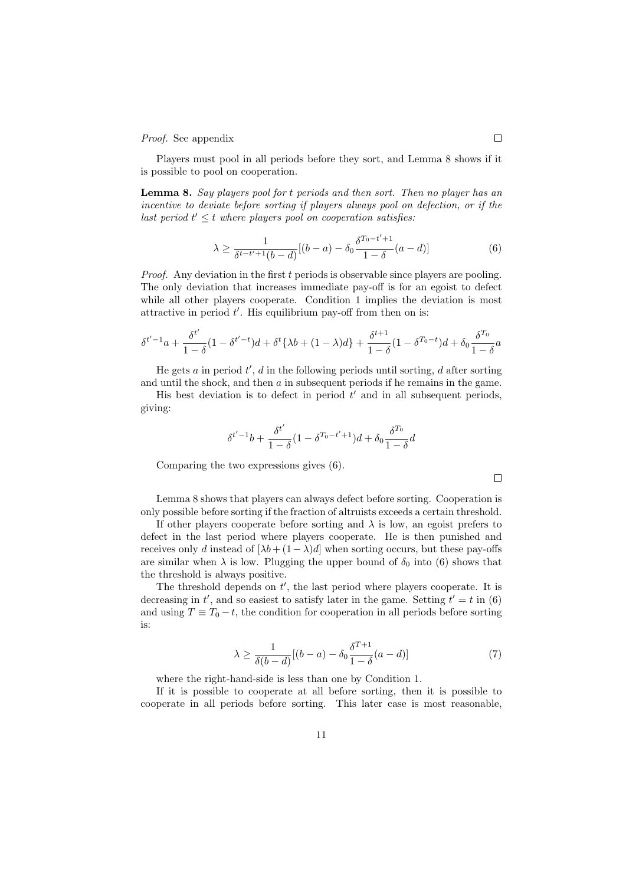*Proof.* See appendix □

Players must pool in all periods before they sort, and Lemma 8 shows if it is possible to pool on cooperation.

**Lemma 8.** *Say players pool for $t$ periods and then sort. Then no player has an incentive to deviate before sorting if players always pool on defection, or if the last period $t' \leq t$ where players pool on cooperation satisfies:*

$$\lambda \geq \frac{1}{\delta^{t-t'+1}(b-d)}[(b-a) - \delta_0 \frac{\delta^{T_0-t'+1}}{1-\delta}(a-d)] \tag{6}$$

*Proof.* Any deviation in the first $t$ periods is observable since players are pooling. The only deviation that increases immediate pay-off is for an egoist to defect while all other players cooperate. Condition 1 implies the deviation is most attractive in period $t'$. His equilibrium pay-off from then on is:

$$\delta^{t'-1}a + \frac{\delta^{t'}}{1-\delta}(1-\delta^{t'-t})d + \delta^t\{\lambda b + (1-\lambda)d\} + \frac{\delta^{t+1}}{1-\delta}(1-\delta^{T_0-t})d + \delta_0\frac{\delta^{T_0}}{1-\delta}a$$

He gets $a$ in period $t'$, $d$ in the following periods until sorting, $d$ after sorting and until the shock, and then $a$ in subsequent periods if he remains in the game.

His best deviation is to defect in period $t'$ and in all subsequent periods, giving:

$$\delta^{t'-1}b + \frac{\delta^{t'}}{1-\delta}(1-\delta^{T_0-t'+1})d + \delta_0\frac{\delta^{T_0}}{1-\delta}d$$

Comparing the two expressions gives (6).

□

Lemma 8 shows that players can always defect before sorting. Cooperation is only possible before sorting if the fraction of altruists exceeds a certain threshold.

If other players cooperate before sorting and $\lambda$ is low, an egoist prefers to defect in the last period where players cooperate. He is then punished and receives only $d$ instead of $[\lambda b + (1-\lambda)d]$ when sorting occurs, but these pay-offs are similar when $\lambda$ is low. Plugging the upper bound of $\delta_0$ into (6) shows that the threshold is always positive.

The threshold depends on $t'$, the last period where players cooperate. It is decreasing in $t'$, and so easiest to satisfy later in the game. Setting $t' = t$ in (6) and using $T \equiv T_0 - t$, the condition for cooperation in all periods before sorting is:

$$\lambda \geq \frac{1}{\delta(b-d)}[(b-a) - \delta_0\frac{\delta^{T+1}}{1-\delta}(a-d)] \tag{7}$$

where the right-hand-side is less than one by Condition 1.

If it is possible to cooperate at all before sorting, then it is possible to cooperate in all periods before sorting. This later case is most reasonable,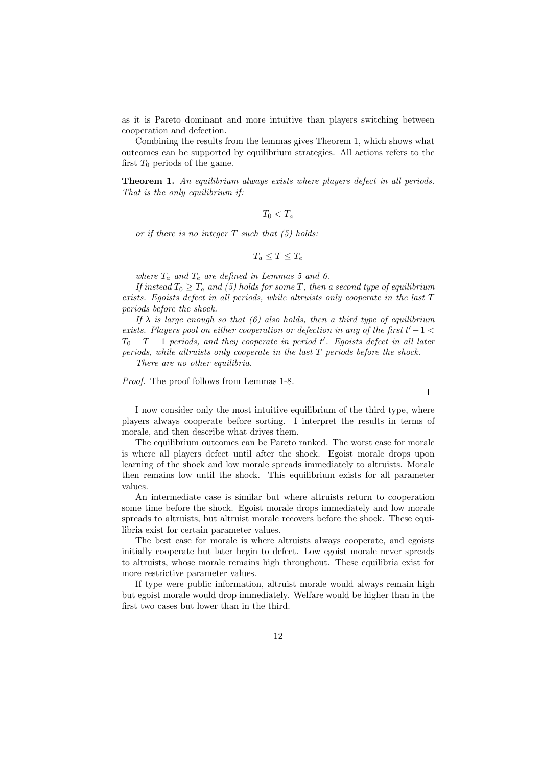as it is Pareto dominant and more intuitive than players switching between cooperation and defection.

Combining the results from the lemmas gives Theorem 1, which shows what outcomes can be supported by equilibrium strategies. All actions refers to the first $T_0$ periods of the game.

**Theorem 1.** *An equilibrium always exists where players defect in all periods. That is the only equilibrium if:*

$$T_0 < T_a$$

*or if there is no integer $T$ such that (5) holds:*

$$T_a \leq T \leq T_e$$

*where $T_a$ and $T_e$ are defined in Lemmas 5 and 6.*

*If instead $T_0 \geq T_a$ and (5) holds for some $T$, then a second type of equilibrium exists. Egoists defect in all periods, while altruists only cooperate in the last $T$ periods before the shock.*

*If $\lambda$ is large enough so that (6) also holds, then a third type of equilibrium exists. Players pool on either cooperation or defection in any of the first $t' - 1 < T_0 - T - 1$ periods, and they cooperate in period $t'$. Egoists defect in all later periods, while altruists only cooperate in the last $T$ periods before the shock.*

*There are no other equilibria.*

*Proof.* The proof follows from Lemmas 1-8. □

I now consider only the most intuitive equilibrium of the third type, where players always cooperate before sorting. I interpret the results in terms of morale, and then describe what drives them.

The equilibrium outcomes can be Pareto ranked. The worst case for morale is where all players defect until after the shock. Egoist morale drops upon learning of the shock and low morale spreads immediately to altruists. Morale then remains low until the shock. This equilibrium exists for all parameter values.

An intermediate case is similar but where altruists return to cooperation some time before the shock. Egoist morale drops immediately and low morale spreads to altruists, but altruist morale recovers before the shock. These equilibria exist for certain parameter values.

The best case for morale is where altruists always cooperate, and egoists initially cooperate but later begin to defect. Low egoist morale never spreads to altruists, whose morale remains high throughout. These equilibria exist for more restrictive parameter values.

If type were public information, altruist morale would always remain high but egoist morale would drop immediately. Welfare would be higher than in the first two cases but lower than in the third.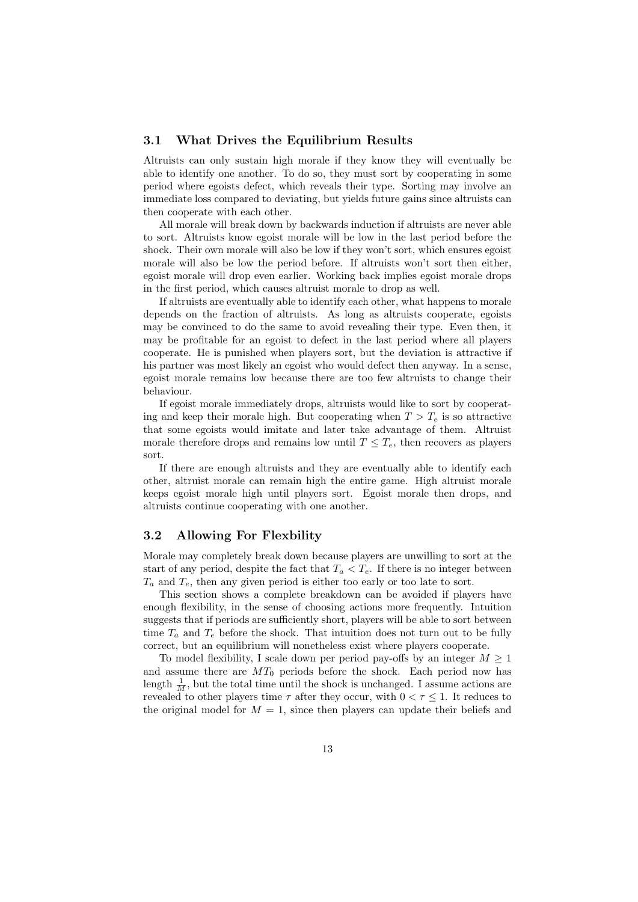### 3.1 What Drives the Equilibrium Results

Altruists can only sustain high morale if they know they will eventually be able to identify one another. To do so, they must sort by cooperating in some period where egoists defect, which reveals their type. Sorting may involve an immediate loss compared to deviating, but yields future gains since altruists can then cooperate with each other.

All morale will break down by backwards induction if altruists are never able to sort. Altruists know egoist morale will be low in the last period before the shock. Their own morale will also be low if they won't sort, which ensures egoist morale will also be low the period before. If altruists won't sort then either, egoist morale will drop even earlier. Working back implies egoist morale drops in the first period, which causes altruist morale to drop as well.

If altruists are eventually able to identify each other, what happens to morale depends on the fraction of altruists. As long as altruists cooperate, egoists may be convinced to do the same to avoid revealing their type. Even then, it may be profitable for an egoist to defect in the last period where all players cooperate. He is punished when players sort, but the deviation is attractive if his partner was most likely an egoist who would defect then anyway. In a sense, egoist morale remains low because there are too few altruists to change their behaviour.

If egoist morale immediately drops, altruists would like to sort by cooperating and keep their morale high. But cooperating when $T > T_e$ is so attractive that some egoists would imitate and later take advantage of them. Altruist morale therefore drops and remains low until $T \leq T_e$, then recovers as players sort.

If there are enough altruists and they are eventually able to identify each other, altruist morale can remain high the entire game. High altruist morale keeps egoist morale high until players sort. Egoist morale then drops, and altruists continue cooperating with one another.

### 3.2 Allowing For Flexbility

Morale may completely break down because players are unwilling to sort at the start of any period, despite the fact that $T_a < T_e$. If there is no integer between $T_a$ and $T_e$, then any given period is either too early or too late to sort.

This section shows a complete breakdown can be avoided if players have enough flexibility, in the sense of choosing actions more frequently. Intuition suggests that if periods are sufficiently short, players will be able to sort between time $T_a$ and $T_e$ before the shock. That intuition does not turn out to be fully correct, but an equilibrium will nonetheless exist where players cooperate.

To model flexibility, I scale down per period pay-offs by an integer $M \geq 1$ and assume there are $MT_0$ periods before the shock. Each period now has length $\frac{1}{M}$, but the total time until the shock is unchanged. I assume actions are revealed to other players time $\tau$ after they occur, with $0 < \tau \leq 1$. It reduces to the original model for $M = 1$, since then players can update their beliefs and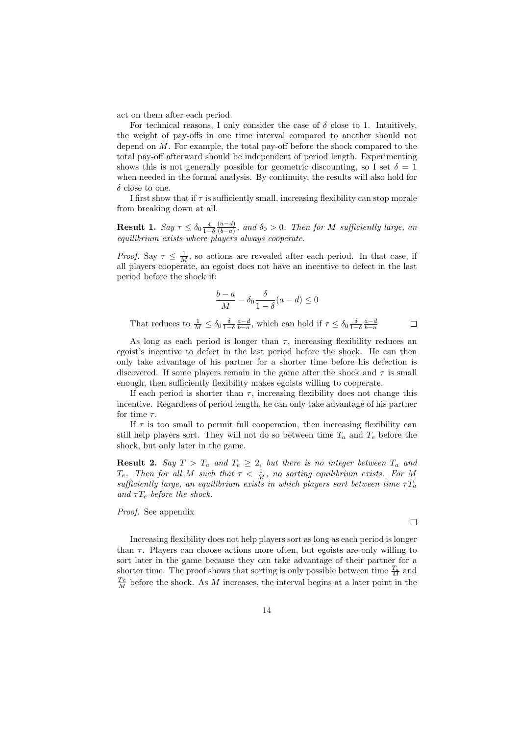act on them after each period.

For technical reasons, I only consider the case of $\delta$ close to 1. Intuitively, the weight of pay-offs in one time interval compared to another should not depend on $M$. For example, the total pay-off before the shock compared to the total pay-off afterward should be independent of period length. Experimenting shows this is not generally possible for geometric discounting, so I set $\delta = 1$ when needed in the formal analysis. By continuity, the results will also hold for $\delta$ close to one.

I first show that if $\tau$ is sufficiently small, increasing flexibility can stop morale from breaking down at all.

**Result 1.** *Say $\tau \leq \delta_0 \frac{\delta}{1-\delta} \frac{(a-d)}{(b-a)}$, and $\delta_0 > 0$. Then for $M$ sufficiently large, an equilibrium exists where players always cooperate.*

*Proof.* Say $\tau \leq \frac{1}{M}$, so actions are revealed after each period. In that case, if all players cooperate, an egoist does not have an incentive to defect in the last period before the shock if:

$$\frac{b-a}{M} - \delta_0 \frac{\delta}{1-\delta}(a-d) \leq 0$$

That reduces to $\frac{1}{M} \leq \delta_0 \frac{\delta}{1-\delta} \frac{a-d}{b-a}$, which can hold if $\tau \leq \delta_0 \frac{\delta}{1-\delta} \frac{a-d}{b-a}$ □

As long as each period is longer than $\tau$, increasing flexibility reduces an egoist's incentive to defect in the last period before the shock. He can then only take advantage of his partner for a shorter time before his defection is discovered. If some players remain in the game after the shock and $\tau$ is small enough, then sufficiently flexibility makes egoists willing to cooperate.

If each period is shorter than $\tau$, increasing flexibility does not change this incentive. Regardless of period length, he can only take advantage of his partner for time $\tau$.

If $\tau$ is too small to permit full cooperation, then increasing flexibility can still help players sort. They will not do so between time $T_a$ and $T_e$ before the shock, but only later in the game.

**Result 2.** *Say $T > T_a$ and $T_e \geq 2$, but there is no integer between $T_a$ and $T_e$. Then for all $M$ such that $\tau < \frac{1}{M}$, no sorting equilibrium exists. For $M$ sufficiently large, an equilibrium exists in which players sort between time $\tau T_a$ and $\tau T_e$ before the shock.*

*Proof.* See appendix □

Increasing flexibility does not help players sort as long as each period is longer than $\tau$. Players can choose actions more often, but egoists are only willing to sort later in the game because they can take advantage of their partner for a shorter time. The proof shows that sorting is only possible between time $\frac{T_a}{M}$ and $\frac{T_e}{M}$ before the shock. As $M$ increases, the interval begins at a later point in the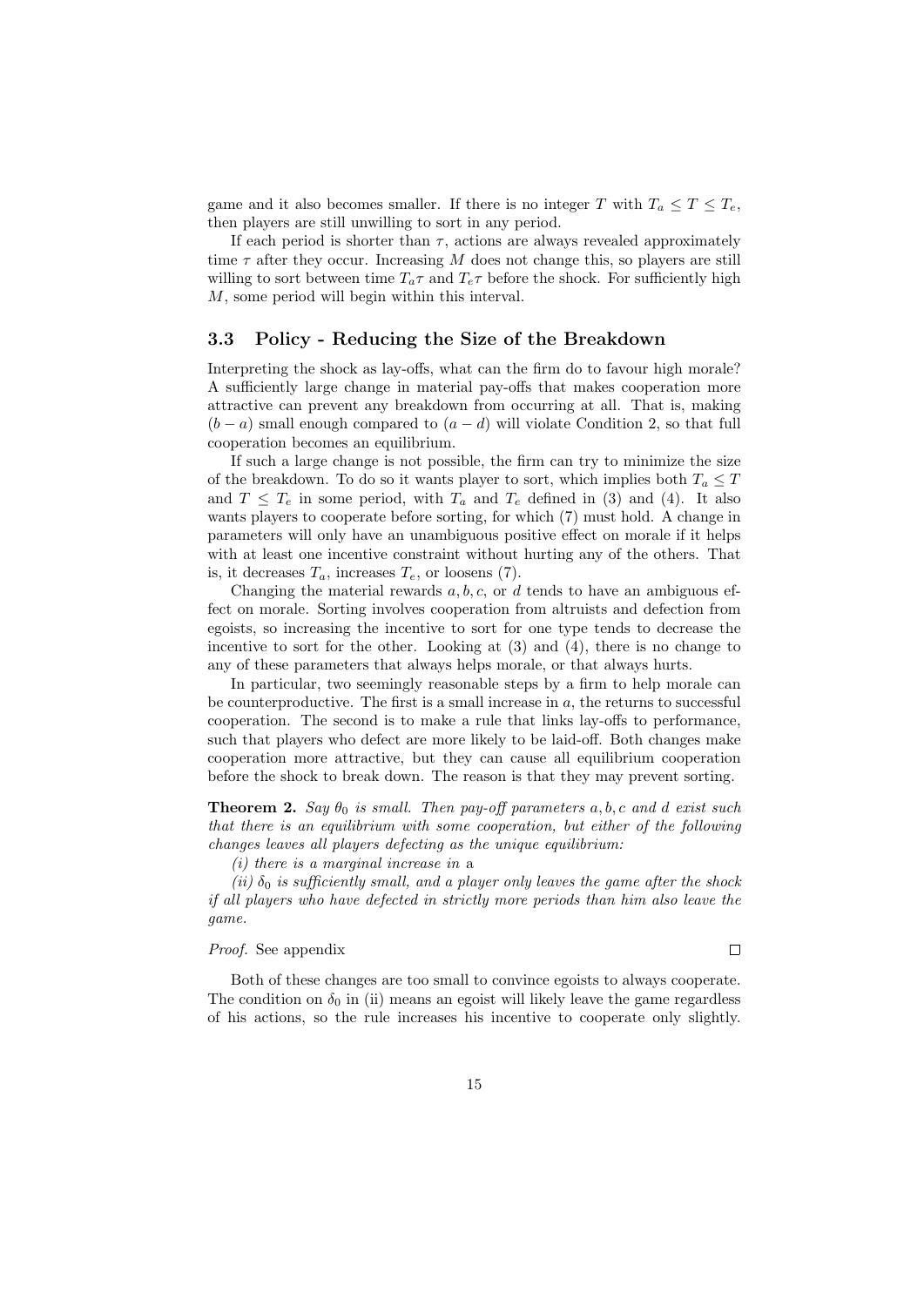game and it also becomes smaller. If there is no integer $T$ with $T_a \leq T \leq T_e$, then players are still unwilling to sort in any period.

If each period is shorter than $\tau$, actions are always revealed approximately time $\tau$ after they occur. Increasing $M$ does not change this, so players are still willing to sort between time $T_a\tau$ and $T_e\tau$ before the shock. For sufficiently high $M$, some period will begin within this interval.

### 3.3 Policy - Reducing the Size of the Breakdown

Interpreting the shock as lay-offs, what can the firm do to favour high morale? A sufficiently large change in material pay-offs that makes cooperation more attractive can prevent any breakdown from occurring at all. That is, making $(b-a)$ small enough compared to $(a-d)$ will violate Condition 2, so that full cooperation becomes an equilibrium.

If such a large change is not possible, the firm can try to minimize the size of the breakdown. To do so it wants player to sort, which implies both $T_a \leq T$ and $T \leq T_e$ in some period, with $T_a$ and $T_e$ defined in (3) and (4). It also wants players to cooperate before sorting, for which (7) must hold. A change in parameters will only have an unambiguous positive effect on morale if it helps with at least one incentive constraint without hurting any of the others. That is, it decreases $T_a$, increases $T_e$, or loosens (7).

Changing the material rewards $a, b, c$, or $d$ tends to have an ambiguous effect on morale. Sorting involves cooperation from altruists and defection from egoists, so increasing the incentive to sort for one type tends to decrease the incentive to sort for the other. Looking at (3) and (4), there is no change to any of these parameters that always helps morale, or that always hurts.

In particular, two seemingly reasonable steps by a firm to help morale can be counterproductive. The first is a small increase in $a$, the returns to successful cooperation. The second is to make a rule that links lay-offs to performance, such that players who defect are more likely to be laid-off. Both changes make cooperation more attractive, but they can cause all equilibrium cooperation before the shock to break down. The reason is that they may prevent sorting.

**Theorem 2.** *Say $\theta_0$ is small. Then pay-off parameters $a, b, c$ and $d$ exist such that there is an equilibrium with some cooperation, but either of the following changes leaves all players defecting as the unique equilibrium:*

*(i) there is a marginal increase in* a

*(ii) $\delta_0$ is sufficiently small, and a player only leaves the game after the shock if all players who have defected in strictly more periods than him also leave the game.*

*Proof.* See appendix $\square$

Both of these changes are too small to convince egoists to always cooperate. The condition on $\delta_0$ in (ii) means an egoist will likely leave the game regardless of his actions, so the rule increases his incentive to cooperate only slightly.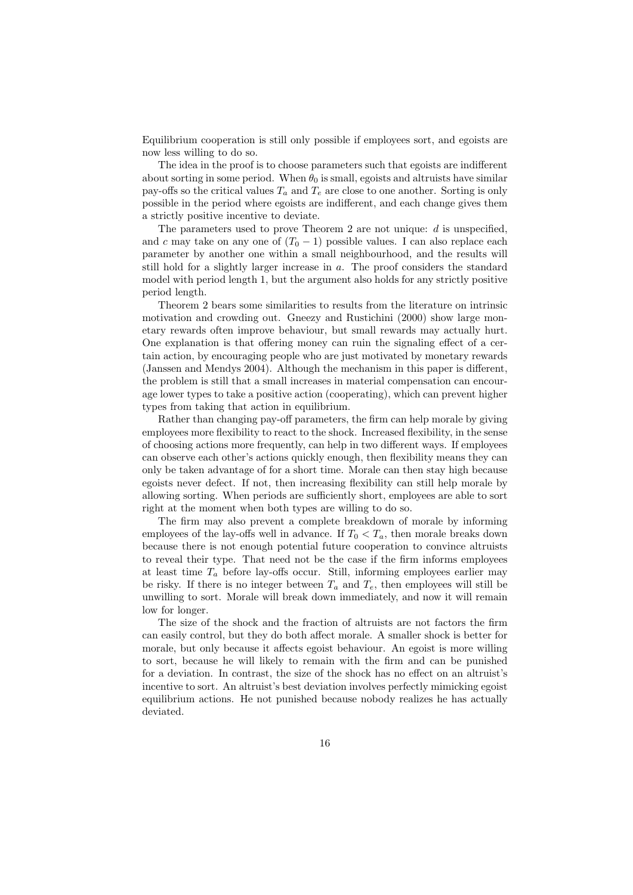Equilibrium cooperation is still only possible if employees sort, and egoists are now less willing to do so.

The idea in the proof is to choose parameters such that egoists are indifferent about sorting in some period. When $\theta_0$ is small, egoists and altruists have similar pay-offs so the critical values $T_a$ and $T_e$ are close to one another. Sorting is only possible in the period where egoists are indifferent, and each change gives them a strictly positive incentive to deviate.

The parameters used to prove Theorem 2 are not unique: $d$ is unspecified, and $c$ may take on any one of $(T_0 - 1)$ possible values. I can also replace each parameter by another one within a small neighbourhood, and the results will still hold for a slightly larger increase in $a$. The proof considers the standard model with period length 1, but the argument also holds for any strictly positive period length.

Theorem 2 bears some similarities to results from the literature on intrinsic motivation and crowding out. Gneezy and Rustichini (2000) show large monetary rewards often improve behaviour, but small rewards may actually hurt. One explanation is that offering money can ruin the signaling effect of a certain action, by encouraging people who are just motivated by monetary rewards (Janssen and Mendys 2004). Although the mechanism in this paper is different, the problem is still that a small increases in material compensation can encourage lower types to take a positive action (cooperating), which can prevent higher types from taking that action in equilibrium.

Rather than changing pay-off parameters, the firm can help morale by giving employees more flexibility to react to the shock. Increased flexibility, in the sense of choosing actions more frequently, can help in two different ways. If employees can observe each other's actions quickly enough, then flexibility means they can only be taken advantage of for a short time. Morale can then stay high because egoists never defect. If not, then increasing flexibility can still help morale by allowing sorting. When periods are sufficiently short, employees are able to sort right at the moment when both types are willing to do so.

The firm may also prevent a complete breakdown of morale by informing employees of the lay-offs well in advance. If $T_0 < T_a$, then morale breaks down because there is not enough potential future cooperation to convince altruists to reveal their type. That need not be the case if the firm informs employees at least time $T_a$ before lay-offs occur. Still, informing employees earlier may be risky. If there is no integer between $T_a$ and $T_e$, then employees will still be unwilling to sort. Morale will break down immediately, and now it will remain low for longer.

The size of the shock and the fraction of altruists are not factors the firm can easily control, but they do both affect morale. A smaller shock is better for morale, but only because it affects egoist behaviour. An egoist is more willing to sort, because he will likely to remain with the firm and can be punished for a deviation. In contrast, the size of the shock has no effect on an altruist's incentive to sort. An altruist's best deviation involves perfectly mimicking egoist equilibrium actions. He not punished because nobody realizes he has actually deviated.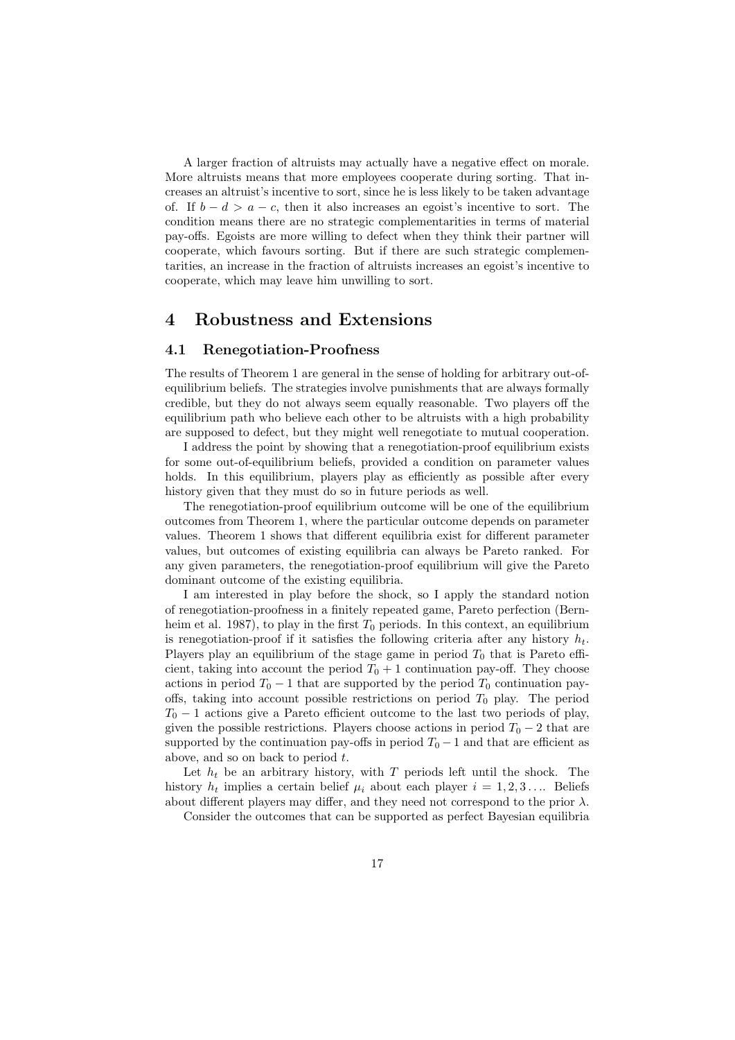A larger fraction of altruists may actually have a negative effect on morale. More altruists means that more employees cooperate during sorting. That increases an altruist's incentive to sort, since he is less likely to be taken advantage of. If $b - d > a - c$, then it also increases an egoist's incentive to sort. The condition means there are no strategic complementarities in terms of material pay-offs. Egoists are more willing to defect when they think their partner will cooperate, which favours sorting. But if there are such strategic complementarities, an increase in the fraction of altruists increases an egoist's incentive to cooperate, which may leave him unwilling to sort.

# 4 Robustness and Extensions

## 4.1 Renegotiation-Proofness

The results of Theorem 1 are general in the sense of holding for arbitrary out-of-equilibrium beliefs. The strategies involve punishments that are always formally credible, but they do not always seem equally reasonable. Two players off the equilibrium path who believe each other to be altruists with a high probability are supposed to defect, but they might well renegotiate to mutual cooperation.

I address the point by showing that a renegotiation-proof equilibrium exists for some out-of-equilibrium beliefs, provided a condition on parameter values holds. In this equilibrium, players play as efficiently as possible after every history given that they must do so in future periods as well.

The renegotiation-proof equilibrium outcome will be one of the equilibrium outcomes from Theorem 1, where the particular outcome depends on parameter values. Theorem 1 shows that different equilibria exist for different parameter values, but outcomes of existing equilibria can always be Pareto ranked. For any given parameters, the renegotiation-proof equilibrium will give the Pareto dominant outcome of the existing equilibria.

I am interested in play before the shock, so I apply the standard notion of renegotiation-proofness in a finitely repeated game, Pareto perfection (Bernheim et al. 1987), to play in the first $T_0$ periods. In this context, an equilibrium is renegotiation-proof if it satisfies the following criteria after any history $h_t$. Players play an equilibrium of the stage game in period $T_0$ that is Pareto efficient, taking into account the period $T_0 + 1$ continuation pay-off. They choose actions in period $T_0 - 1$ that are supported by the period $T_0$ continuation pay-offs, taking into account possible restrictions on period $T_0$ play. The period $T_0 - 1$ actions give a Pareto efficient outcome to the last two periods of play, given the possible restrictions. Players choose actions in period $T_0 - 2$ that are supported by the continuation pay-offs in period $T_0 - 1$ and that are efficient as above, and so on back to period $t$.

Let $h_t$ be an arbitrary history, with $T$ periods left until the shock. The history $h_t$ implies a certain belief $\mu_i$ about each player $i = 1, 2, 3 \ldots$. Beliefs about different players may differ, and they need not correspond to the prior $\lambda$.

Consider the outcomes that can be supported as perfect Bayesian equilibria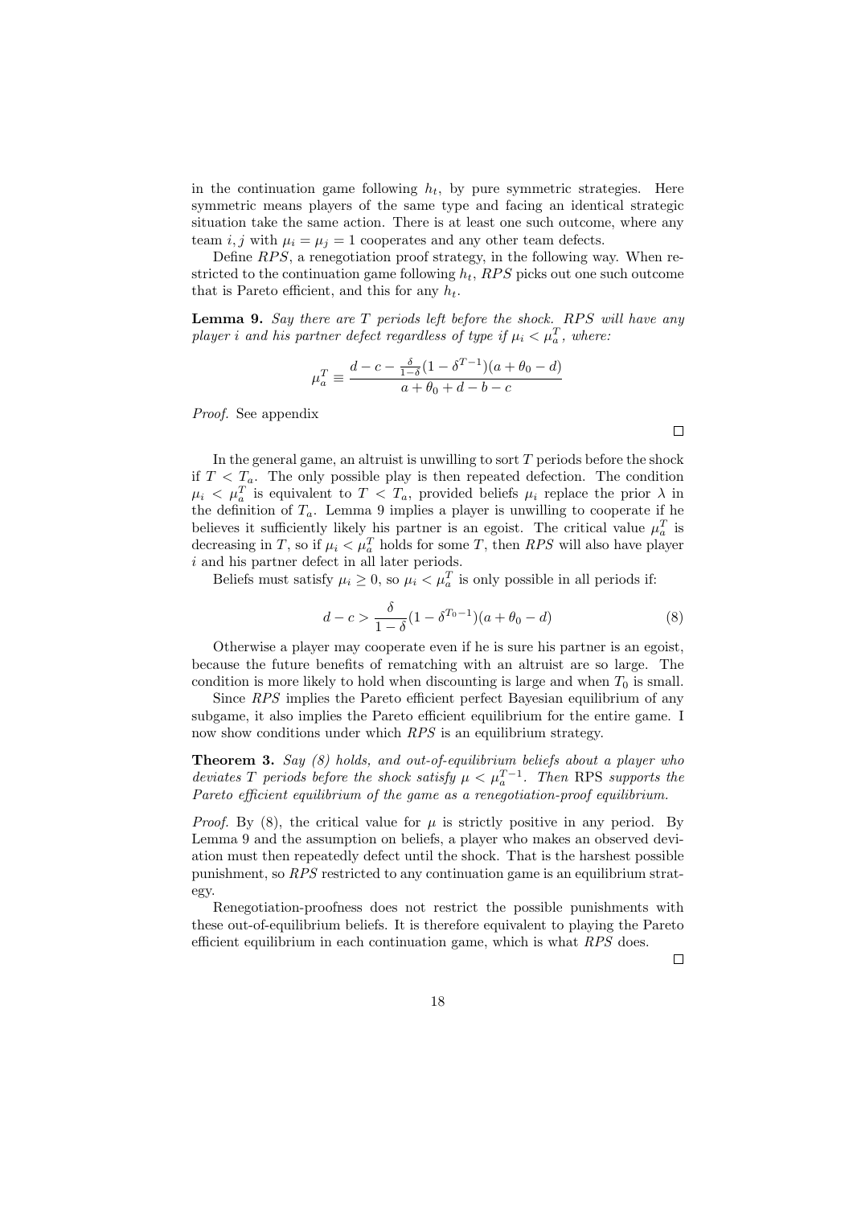in the continuation game following $h_t$, by pure symmetric strategies. Here symmetric means players of the same type and facing an identical strategic situation take the same action. There is at least one such outcome, where any team $i, j$ with $\mu_i = \mu_j = 1$ cooperates and any other team defects.

Define $RPS$, a renegotiation proof strategy, in the following way. When restricted to the continuation game following $h_t$, $RPS$ picks out one such outcome that is Pareto efficient, and this for any $h_t$.

**Lemma 9.** *Say there are $T$ periods left before the shock. $RPS$ will have any player $i$ and his partner defect regardless of type if $\mu_i < \mu_a^T$, where:*

$$\mu_a^T \equiv \frac{d - c - \frac{\delta}{1-\delta}(1 - \delta^{T-1})(a + \theta_0 - d)}{a + \theta_0 + d - b - c}$$

*Proof.* See appendix

□

In the general game, an altruist is unwilling to sort $T$ periods before the shock if $T < T_a$. The only possible play is then repeated defection. The condition $\mu_i < \mu_a^T$ is equivalent to $T < T_a$, provided beliefs $\mu_i$ replace the prior $\lambda$ in the definition of $T_a$. Lemma 9 implies a player is unwilling to cooperate if he believes it sufficiently likely his partner is an egoist. The critical value $\mu_a^T$ is decreasing in $T$, so if $\mu_i < \mu_a^T$ holds for some $T$, then $RPS$ will also have player $i$ and his partner defect in all later periods.

Beliefs must satisfy $\mu_i \geq 0$, so $\mu_i < \mu_a^T$ is only possible in all periods if:

$$d - c > \frac{\delta}{1-\delta}(1 - \delta^{T_0 - 1})(a + \theta_0 - d) \tag{8}$$

Otherwise a player may cooperate even if he is sure his partner is an egoist, because the future benefits of rematching with an altruist are so large. The condition is more likely to hold when discounting is large and when $T_0$ is small.

Since $RPS$ implies the Pareto efficient perfect Bayesian equilibrium of any subgame, it also implies the Pareto efficient equilibrium for the entire game. I now show conditions under which $RPS$ is an equilibrium strategy.

**Theorem 3.** *Say (8) holds, and out-of-equilibrium beliefs about a player who deviates $T$ periods before the shock satisfy $\mu < \mu_a^{T-1}$. Then* RPS *supports the Pareto efficient equilibrium of the game as a renegotiation-proof equilibrium.*

*Proof.* By (8), the critical value for $\mu$ is strictly positive in any period. By Lemma 9 and the assumption on beliefs, a player who makes an observed deviation must then repeatedly defect until the shock. That is the harshest possible punishment, so $RPS$ restricted to any continuation game is an equilibrium strategy.

Renegotiation-proofness does not restrict the possible punishments with these out-of-equilibrium beliefs. It is therefore equivalent to playing the Pareto efficient equilibrium in each continuation game, which is what $RPS$ does.

□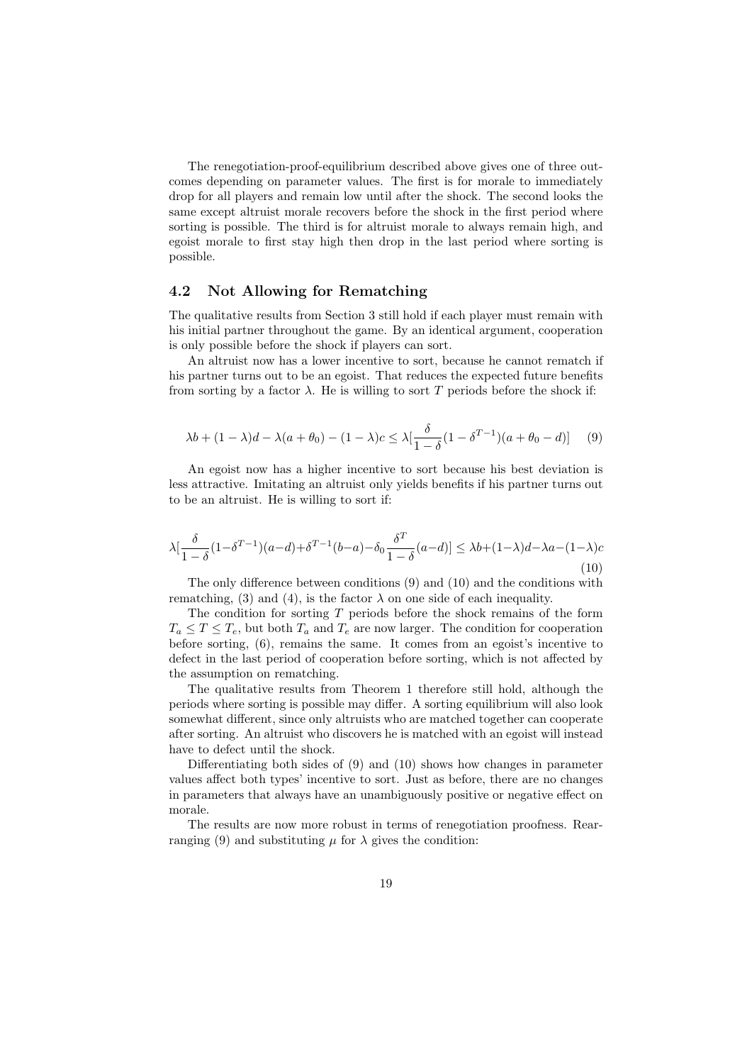The renegotiation-proof-equilibrium described above gives one of three outcomes depending on parameter values. The first is for morale to immediately drop for all players and remain low until after the shock. The second looks the same except altruist morale recovers before the shock in the first period where sorting is possible. The third is for altruist morale to always remain high, and egoist morale to first stay high then drop in the last period where sorting is possible.

## 4.2 Not Allowing for Rematching

The qualitative results from Section 3 still hold if each player must remain with his initial partner throughout the game. By an identical argument, cooperation is only possible before the shock if players can sort.

An altruist now has a lower incentive to sort, because he cannot rematch if his partner turns out to be an egoist. That reduces the expected future benefits from sorting by a factor $\lambda$. He is willing to sort $T$ periods before the shock if:

$$\lambda b + (1-\lambda)d - \lambda(a+\theta_0) - (1-\lambda)c \leq \lambda[\frac{\delta}{1-\delta}(1-\delta^{T-1})(a+\theta_0-d)] \quad (9)$$

An egoist now has a higher incentive to sort because his best deviation is less attractive. Imitating an altruist only yields benefits if his partner turns out to be an altruist. He is willing to sort if:

$$\lambda[\frac{\delta}{1-\delta}(1-\delta^{T-1})(a-d)+\delta^{T-1}(b-a)-\delta_0\frac{\delta^T}{1-\delta}(a-d)] \leq \lambda b+(1-\lambda)d-\lambda a-(1-\lambda)c \quad (10)$$

The only difference between conditions (9) and (10) and the conditions with rematching, (3) and (4), is the factor $\lambda$ on one side of each inequality.

The condition for sorting $T$ periods before the shock remains of the form $T_a \leq T \leq T_e$, but both $T_a$ and $T_e$ are now larger. The condition for cooperation before sorting, (6), remains the same. It comes from an egoist's incentive to defect in the last period of cooperation before sorting, which is not affected by the assumption on rematching.

The qualitative results from Theorem 1 therefore still hold, although the periods where sorting is possible may differ. A sorting equilibrium will also look somewhat different, since only altruists who are matched together can cooperate after sorting. An altruist who discovers he is matched with an egoist will instead have to defect until the shock.

Differentiating both sides of (9) and (10) shows how changes in parameter values affect both types' incentive to sort. Just as before, there are no changes in parameters that always have an unambiguously positive or negative effect on morale.

The results are now more robust in terms of renegotiation proofness. Rearranging (9) and substituting $\mu$ for $\lambda$ gives the condition: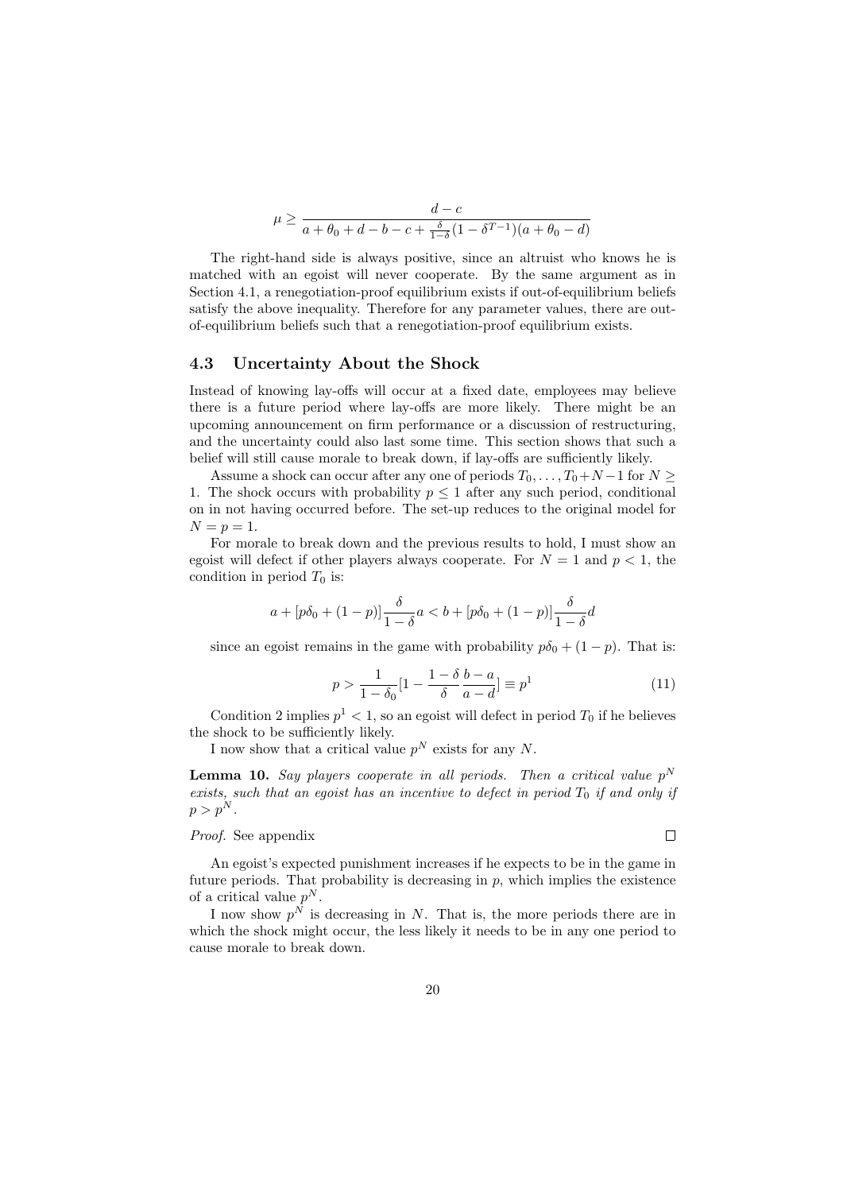$$\mu \geq \frac{d-c}{a+\theta_0+d-b-c+\frac{\delta}{1-\delta}(1-\delta^{T-1})(a+\theta_0-d)}$$

The right-hand side is always positive, since an altruist who knows he is matched with an egoist will never cooperate. By the same argument as in Section 4.1, a renegotiation-proof equilibrium exists if out-of-equilibrium beliefs satisfy the above inequality. Therefore for any parameter values, there are out-of-equilibrium beliefs such that a renegotiation-proof equilibrium exists.

### 4.3 Uncertainty About the Shock

Instead of knowing lay-offs will occur at a fixed date, employees may believe there is a future period where lay-offs are more likely. There might be an upcoming announcement on firm performance or a discussion of restructuring, and the uncertainty could also last some time. This section shows that such a belief will still cause morale to break down, if lay-offs are sufficiently likely.

Assume a shock can occur after any one of periods $T_0, \ldots, T_0+N-1$ for $N \geq 1$. The shock occurs with probability $p \leq 1$ after any such period, conditional on in not having occurred before. The set-up reduces to the original model for $N = p = 1$.

For morale to break down and the previous results to hold, I must show an egoist will defect if other players always cooperate. For $N = 1$ and $p < 1$, the condition in period $T_0$ is:

$$a + [p\delta_0 + (1-p)]\frac{\delta}{1-\delta}a < b + [p\delta_0 + (1-p)]\frac{\delta}{1-\delta}d$$

since an egoist remains in the game with probability $p\delta_0 + (1-p)$. That is:

$$p > \frac{1}{1-\delta_0}[1 - \frac{1-\delta}{\delta}\frac{b-a}{a-d}] \equiv p^1 \tag{11}$$

Condition 2 implies $p^1 < 1$, so an egoist will defect in period $T_0$ if he believes the shock to be sufficiently likely.

I now show that a critical value $p^N$ exists for any $N$.

**Lemma 10.** *Say players cooperate in all periods. Then a critical value $p^N$ exists, such that an egoist has an incentive to defect in period $T_0$ if and only if $p > p^N$.*

*Proof.* See appendix ☐

An egoist's expected punishment increases if he expects to be in the game in future periods. That probability is decreasing in $p$, which implies the existence of a critical value $p^N$.

I now show $p^N$ is decreasing in $N$. That is, the more periods there are in which the shock might occur, the less likely it needs to be in any one period to cause morale to break down.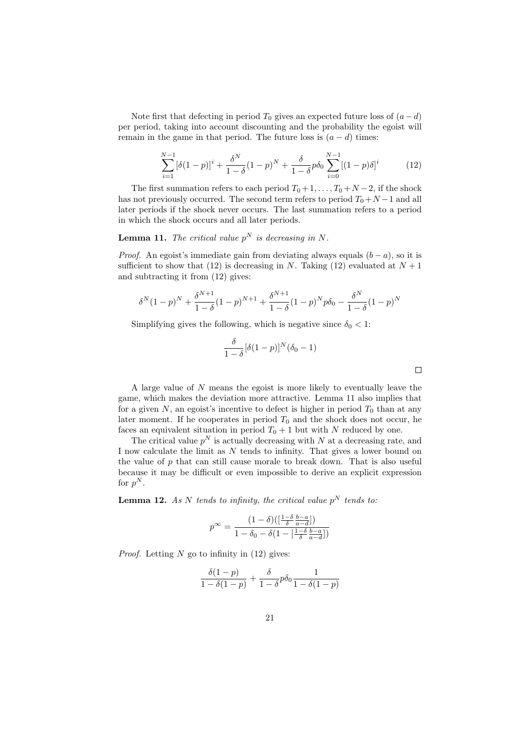Note first that defecting in period $T_0$ gives an expected future loss of $(a - d)$ per period, taking into account discounting and the probability the egoist will remain in the game in that period. The future loss is $(a - d)$ times:

$$\sum_{i=1}^{N-1} [\delta(1-p)]^i + \frac{\delta^N}{1-\delta}(1-p)^N + \frac{\delta}{1-\delta} p \delta_0 \sum_{i=0}^{N-1} [(1-p)\delta]^i \tag{12}$$

The first summation refers to each period $T_0 + 1, \ldots, T_0 + N - 2$, if the shock has not previously occurred. The second term refers to period $T_0 + N - 1$ and all later periods if the shock never occurs. The last summation refers to a period in which the shock occurs and all later periods.

**Lemma 11.** *The critical value $p^N$ is decreasing in $N$.*

*Proof.* An egoist's immediate gain from deviating always equals $(b - a)$, so it is sufficient to show that (12) is decreasing in $N$. Taking (12) evaluated at $N + 1$ and subtracting it from (12) gives:

$$\delta^N(1-p)^N + \frac{\delta^{N+1}}{1-\delta}(1-p)^{N+1} + \frac{\delta^{N+1}}{1-\delta}(1-p)^N p\delta_0 - \frac{\delta^N}{1-\delta}(1-p)^N$$

Simplifying gives the following, which is negative since $\delta_0 < 1$:

$$\frac{\delta}{1-\delta}[\delta(1-p)]^N(\delta_0 - 1)$$

□

A large value of $N$ means the egoist is more likely to eventually leave the game, which makes the deviation more attractive. Lemma 11 also implies that for a given $N$, an egoist's incentive to defect is higher in period $T_0$ than at any later moment. If he cooperates in period $T_0$ and the shock does not occur, he faces an equivalent situation in period $T_0 + 1$ but with $N$ reduced by one.

The critical value $p^N$ is actually decreasing with $N$ at a decreasing rate, and I now calculate the limit as $N$ tends to infinity. That gives a lower bound on the value of $p$ that can still cause morale to break down. That is also useful because it may be difficult or even impossible to derive an explicit expression for $p^N$.

**Lemma 12.** *As $N$ tends to infinity, the critical value $p^N$ tends to:*

$$p^\infty = \frac{(1-\delta)([\frac{1-\delta}{\delta}\frac{b-a}{a-d}])}{1 - \delta_0 - \delta(1 - [\frac{1-\delta}{\delta}\frac{b-a}{a-d}])}$$

*Proof.* Letting $N$ go to infinity in (12) gives:

$$\frac{\delta(1-p)}{1-\delta(1-p)} + \frac{\delta}{1-\delta} p\delta_0 \frac{1}{1-\delta(1-p)}$$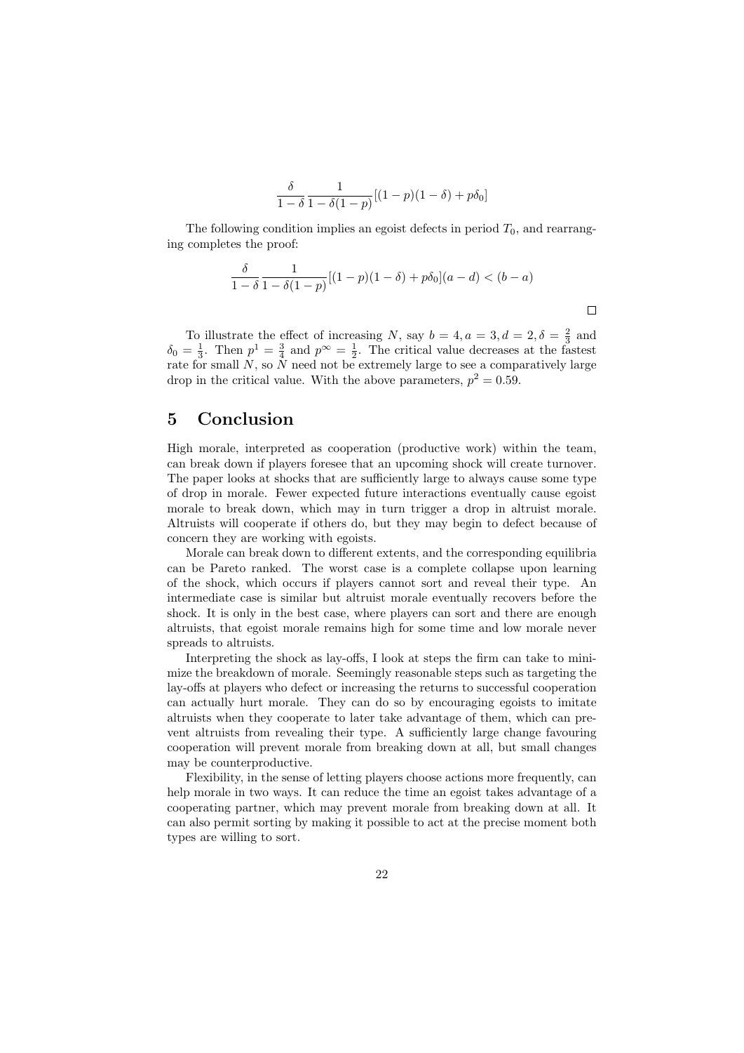$$\frac{\delta}{1-\delta}\frac{1}{1-\delta(1-p)}[(1-p)(1-\delta)+p\delta_0]$$

The following condition implies an egoist defects in period $T_0$, and rearranging completes the proof:

$$\frac{\delta}{1-\delta}\frac{1}{1-\delta(1-p)}[(1-p)(1-\delta)+p\delta_0](a-d)<(b-a)$$

□

To illustrate the effect of increasing $N$, say $b=4, a=3, d=2, \delta=\frac{2}{3}$ and $\delta_0=\frac{1}{3}$. Then $p^1=\frac{3}{4}$ and $p^\infty=\frac{1}{2}$. The critical value decreases at the fastest rate for small $N$, so $N$ need not be extremely large to see a comparatively large drop in the critical value. With the above parameters, $p^2=0.59$.

# 5 Conclusion

High morale, interpreted as cooperation (productive work) within the team, can break down if players foresee that an upcoming shock will create turnover. The paper looks at shocks that are sufficiently large to always cause some type of drop in morale. Fewer expected future interactions eventually cause egoist morale to break down, which may in turn trigger a drop in altruist morale. Altruists will cooperate if others do, but they may begin to defect because of concern they are working with egoists.

Morale can break down to different extents, and the corresponding equilibria can be Pareto ranked. The worst case is a complete collapse upon learning of the shock, which occurs if players cannot sort and reveal their type. An intermediate case is similar but altruist morale eventually recovers before the shock. It is only in the best case, where players can sort and there are enough altruists, that egoist morale remains high for some time and low morale never spreads to altruists.

Interpreting the shock as lay-offs, I look at steps the firm can take to minimize the breakdown of morale. Seemingly reasonable steps such as targeting the lay-offs at players who defect or increasing the returns to successful cooperation can actually hurt morale. They can do so by encouraging egoists to imitate altruists when they cooperate to later take advantage of them, which can prevent altruists from revealing their type. A sufficiently large change favouring cooperation will prevent morale from breaking down at all, but small changes may be counterproductive.

Flexibility, in the sense of letting players choose actions more frequently, can help morale in two ways. It can reduce the time an egoist takes advantage of a cooperating partner, which may prevent morale from breaking down at all. It can also permit sorting by making it possible to act at the precise moment both types are willing to sort.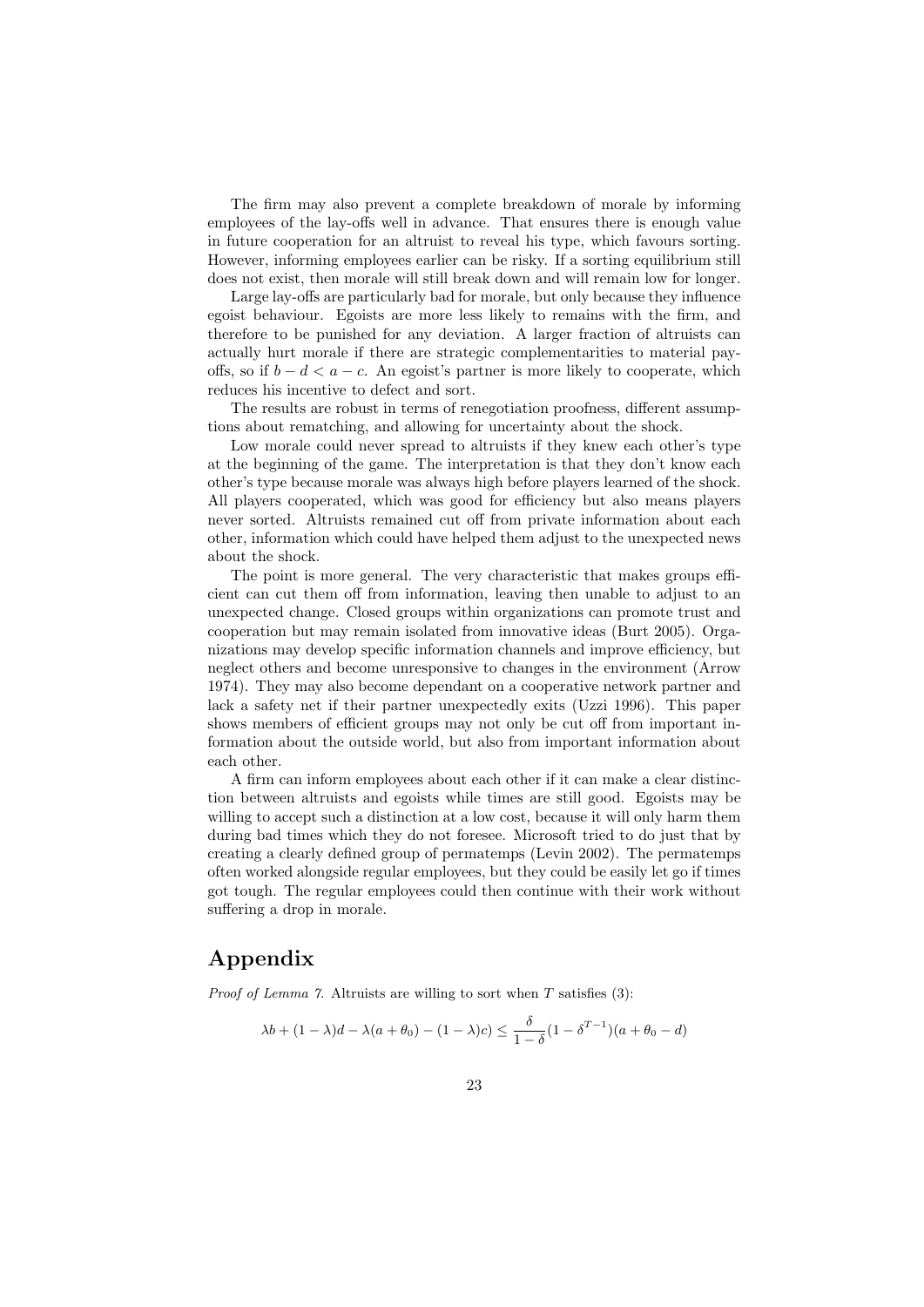The firm may also prevent a complete breakdown of morale by informing employees of the lay-offs well in advance. That ensures there is enough value in future cooperation for an altruist to reveal his type, which favours sorting. However, informing employees earlier can be risky. If a sorting equilibrium still does not exist, then morale will still break down and will remain low for longer.

Large lay-offs are particularly bad for morale, but only because they influence egoist behaviour. Egoists are more less likely to remains with the firm, and therefore to be punished for any deviation. A larger fraction of altruists can actually hurt morale if there are strategic complementarities to material payoffs, so if $b - d < a - c$. An egoist's partner is more likely to cooperate, which reduces his incentive to defect and sort.

The results are robust in terms of renegotiation proofness, different assumptions about rematching, and allowing for uncertainty about the shock.

Low morale could never spread to altruists if they knew each other's type at the beginning of the game. The interpretation is that they don't know each other's type because morale was always high before players learned of the shock. All players cooperated, which was good for efficiency but also means players never sorted. Altruists remained cut off from private information about each other, information which could have helped them adjust to the unexpected news about the shock.

The point is more general. The very characteristic that makes groups efficient can cut them off from information, leaving then unable to adjust to an unexpected change. Closed groups within organizations can promote trust and cooperation but may remain isolated from innovative ideas (Burt 2005). Organizations may develop specific information channels and improve efficiency, but neglect others and become unresponsive to changes in the environment (Arrow 1974). They may also become dependant on a cooperative network partner and lack a safety net if their partner unexpectedly exits (Uzzi 1996). This paper shows members of efficient groups may not only be cut off from important information about the outside world, but also from important information about each other.

A firm can inform employees about each other if it can make a clear distinction between altruists and egoists while times are still good. Egoists may be willing to accept such a distinction at a low cost, because it will only harm them during bad times which they do not foresee. Microsoft tried to do just that by creating a clearly defined group of permatemps (Levin 2002). The permatemps often worked alongside regular employees, but they could be easily let go if times got tough. The regular employees could then continue with their work without suffering a drop in morale.

# Appendix

*Proof of Lemma 7.* Altruists are willing to sort when $T$ satisfies (3):

$$\lambda b + (1-\lambda)d - \lambda(a+\theta_0) - (1-\lambda)c \leq \frac{\delta}{1-\delta}(1-\delta^{T-1})(a+\theta_0-d)$$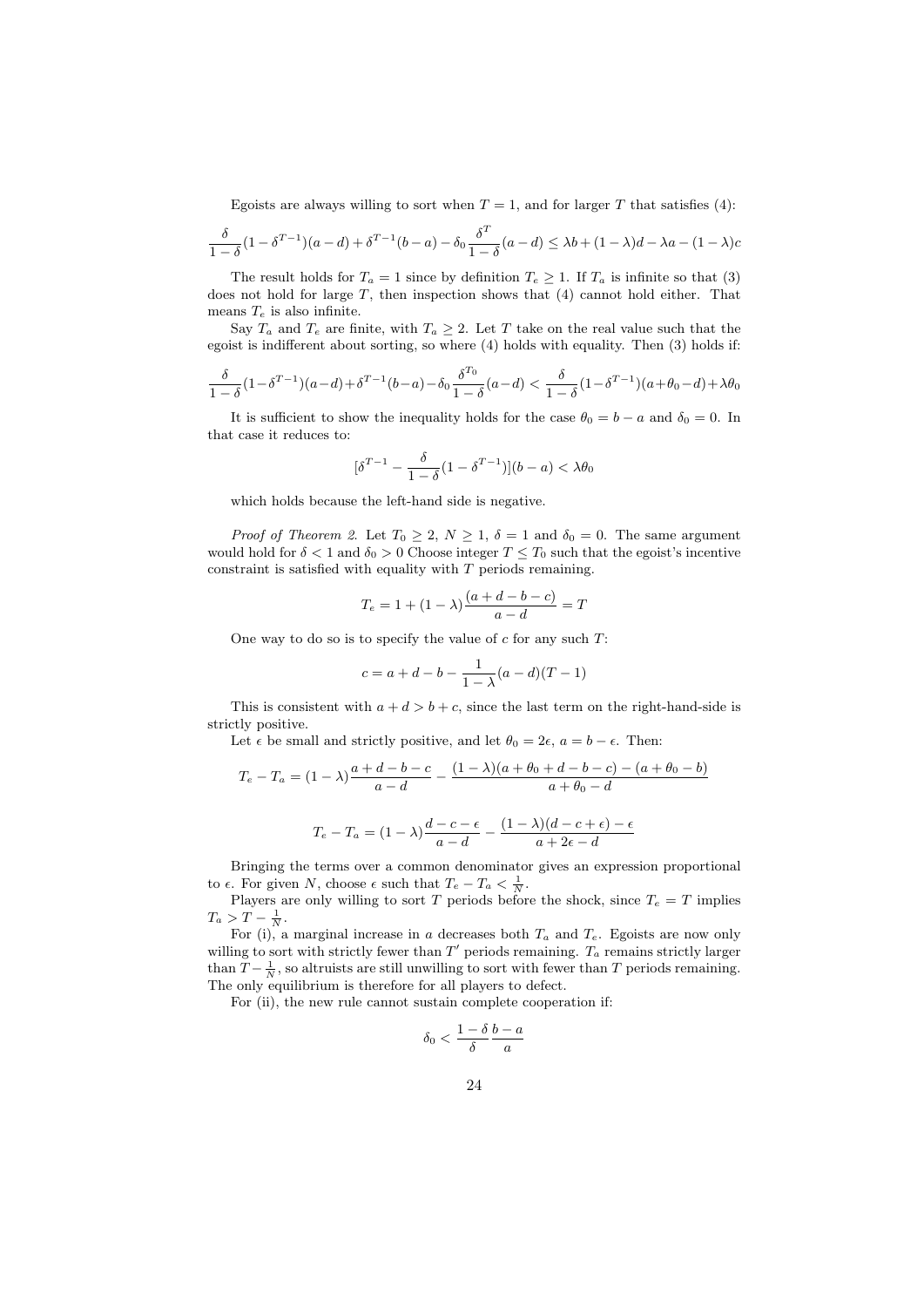Egoists are always willing to sort when $T = 1$, and for larger $T$ that satisfies (4):

$$\frac{\delta}{1-\delta}(1-\delta^{T-1})(a-d) + \delta^{T-1}(b-a) - \delta_0 \frac{\delta^T}{1-\delta}(a-d) \leq \lambda b + (1-\lambda)d - \lambda a - (1-\lambda)c$$

The result holds for $T_a = 1$ since by definition $T_e \geq 1$. If $T_a$ is infinite so that (3) does not hold for large $T$, then inspection shows that (4) cannot hold either. That means $T_e$ is also infinite.

Say $T_a$ and $T_e$ are finite, with $T_a \geq 2$. Let $T$ take on the real value such that the egoist is indifferent about sorting, so where (4) holds with equality. Then (3) holds if:

$$\frac{\delta}{1-\delta}(1-\delta^{T-1})(a-d) + \delta^{T-1}(b-a) - \delta_0 \frac{\delta^{T_0}}{1-\delta}(a-d) < \frac{\delta}{1-\delta}(1-\delta^{T-1})(a+\theta_0-d) + \lambda\theta_0$$

It is sufficient to show the inequality holds for the case $\theta_0 = b - a$ and $\delta_0 = 0$. In that case it reduces to:

$$[\delta^{T-1} - \frac{\delta}{1-\delta}(1-\delta^{T-1})](b-a) < \lambda\theta_0$$

which holds because the left-hand side is negative.

*Proof of Theorem 2.* Let $T_0 \geq 2$, $N \geq 1$, $\delta = 1$ and $\delta_0 = 0$. The same argument would hold for $\delta < 1$ and $\delta_0 > 0$ Choose integer $T \leq T_0$ such that the egoist's incentive constraint is satisfied with equality with $T$ periods remaining.

$$T_e = 1 + (1-\lambda)\frac{(a+d-b-c)}{a-d} = T$$

One way to do so is to specify the value of $c$ for any such $T$:

$$c = a + d - b - \frac{1}{1-\lambda}(a-d)(T-1)$$

This is consistent with $a + d > b + c$, since the last term on the right-hand-side is strictly positive.

Let $\epsilon$ be small and strictly positive, and let $\theta_0 = 2\epsilon$, $a = b - \epsilon$. Then:

$$T_e - T_a = (1-\lambda)\frac{a+d-b-c}{a-d} - \frac{(1-\lambda)(a+\theta_0+d-b-c) - (a+\theta_0-b)}{a+\theta_0-d}$$

$$T_e - T_a = (1-\lambda)\frac{d-c-\epsilon}{a-d} - \frac{(1-\lambda)(d-c+\epsilon) - \epsilon}{a+2\epsilon-d}$$

Bringing the terms over a common denominator gives an expression proportional to $\epsilon$. For given $N$, choose $\epsilon$ such that $T_e - T_a < \frac{1}{N}$.

Players are only willing to sort $T$ periods before the shock, since $T_e = T$ implies $T_a > T - \frac{1}{N}$.

For (i), a marginal increase in $a$ decreases both $T_a$ and $T_e$. Egoists are now only willing to sort with strictly fewer than $T'$ periods remaining. $T_a$ remains strictly larger than $T - \frac{1}{N}$, so altruists are still unwilling to sort with fewer than $T$ periods remaining. The only equilibrium is therefore for all players to defect.

For (ii), the new rule cannot sustain complete cooperation if:

$$\delta_0 < \frac{1-\delta}{\delta}\frac{b-a}{a}$$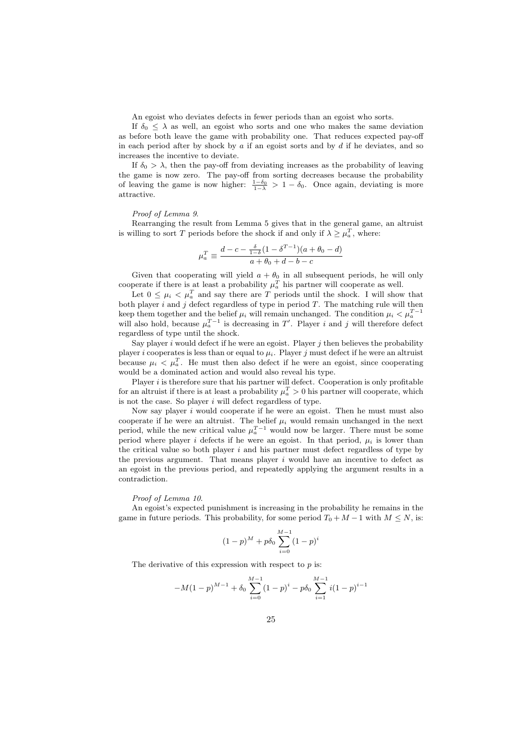An egoist who deviates defects in fewer periods than an egoist who sorts.

If $\delta_0 \leq \lambda$ as well, an egoist who sorts and one who makes the same deviation as before both leave the game with probability one. That reduces expected pay-off in each period after by shock by $a$ if an egoist sorts and by $d$ if he deviates, and so increases the incentive to deviate.

If $\delta_0 > \lambda$, then the pay-off from deviating increases as the probability of leaving the game is now zero. The pay-off from sorting decreases because the probability of leaving the game is now higher: $\frac{1-\delta_0}{1-\lambda} > 1 - \delta_0$. Once again, deviating is more attractive.

*Proof of Lemma 9.*

Rearranging the result from Lemma 5 gives that in the general game, an altruist is willing to sort $T$ periods before the shock if and only if $\lambda \geq \mu_a^T$, where:

$$\mu_a^T \equiv \frac{d - c - \frac{\delta}{1-\delta}(1 - \delta^{T-1})(a + \theta_0 - d)}{a + \theta_0 + d - b - c}$$

Given that cooperating will yield $a + \theta_0$ in all subsequent periods, he will only cooperate if there is at least a probability $\mu_a^T$ his partner will cooperate as well.

Let $0 \leq \mu_i < \mu_a^T$ and say there are $T$ periods until the shock. I will show that both player $i$ and $j$ defect regardless of type in period $T$. The matching rule will then keep them together and the belief $\mu_i$ will remain unchanged. The condition $\mu_i < \mu_a^{T-1}$ will also hold, because $\mu_a^{T-1}$ is decreasing in $T'$. Player $i$ and $j$ will therefore defect regardless of type until the shock.

Say player $i$ would defect if he were an egoist. Player $j$ then believes the probability player $i$ cooperates is less than or equal to $\mu_i$. Player $j$ must defect if he were an altruist because $\mu_i < \mu_a^T$. He must then also defect if he were an egoist, since cooperating would be a dominated action and would also reveal his type.

Player $i$ is therefore sure that his partner will defect. Cooperation is only profitable for an altruist if there is at least a probability $\mu_a^T > 0$ his partner will cooperate, which is not the case. So player $i$ will defect regardless of type.

Now say player $i$ would cooperate if he were an egoist. Then he must must also cooperate if he were an altruist. The belief $\mu_i$ would remain unchanged in the next period, while the new critical value $\mu_a^{T-1}$ would now be larger. There must be some period where player $i$ defects if he were an egoist. In that period, $\mu_i$ is lower than the critical value so both player $i$ and his partner must defect regardless of type by the previous argument. That means player $i$ would have an incentive to defect as an egoist in the previous period, and repeatedly applying the argument results in a contradiction.

*Proof of Lemma 10.*

An egoist's expected punishment is increasing in the probability he remains in the game in future periods. This probability, for some period $T_0 + M - 1$ with $M \leq N$, is:

$$(1-p)^M + p\delta_0 \sum_{i=0}^{M-1} (1-p)^i$$

The derivative of this expression with respect to $p$ is:

$$-M(1-p)^{M-1} + \delta_0 \sum_{i=0}^{M-1} (1-p)^i - p\delta_0 \sum_{i=1}^{M-1} i(1-p)^{i-1}$$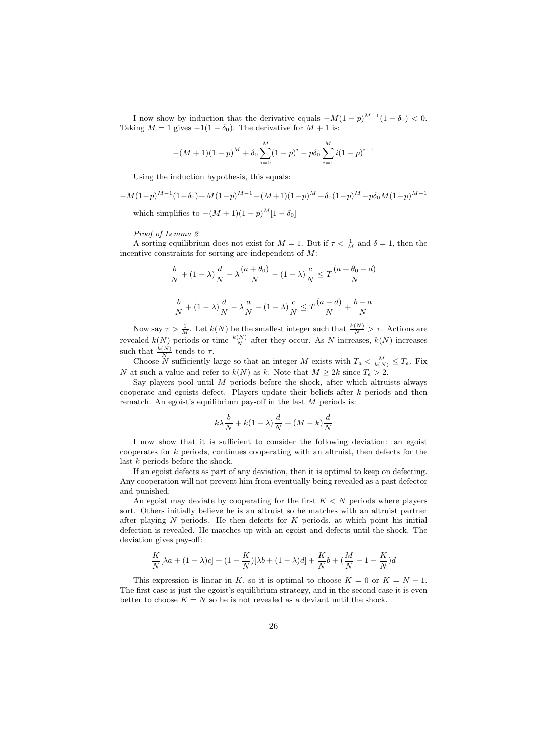I now show by induction that the derivative equals $-M(1-p)^{M-1}(1-\delta_0) < 0$. Taking $M = 1$ gives $-1(1-\delta_0)$. The derivative for $M+1$ is:

$$-(M+1)(1-p)^M + \delta_0 \sum_{i=0}^{M} (1-p)^i - p\delta_0 \sum_{i=1}^{M} i(1-p)^{i-1}$$

Using the induction hypothesis, this equals:

$$-M(1-p)^{M-1}(1-\delta_0) + M(1-p)^{M-1} - (M+1)(1-p)^M + \delta_0(1-p)^M - p\delta_0 M(1-p)^{M-1}$$

which simplifies to $-(M+1)(1-p)^M[1-\delta_0]$

*Proof of Lemma 2*

A sorting equilibrium does not exist for $M = 1$. But if $\tau < \frac{1}{M}$ and $\delta = 1$, then the incentive constraints for sorting are independent of $M$:

$$\frac{b}{N} + (1-\lambda)\frac{d}{N} - \lambda\frac{(a+\theta_0)}{N} - (1-\lambda)\frac{c}{N} \leq T\frac{(a+\theta_0-d)}{N}$$

$$\frac{b}{N} + (1-\lambda)\frac{d}{N} - \lambda\frac{a}{N} - (1-\lambda)\frac{c}{N} \leq T\frac{(a-d)}{N} + \frac{b-a}{N}$$

Now say $\tau > \frac{1}{M}$. Let $k(N)$ be the smallest integer such that $\frac{k(N)}{N} > \tau$. Actions are revealed $k(N)$ periods or time $\frac{k(N)}{N}$ after they occur. As $N$ increases, $k(N)$ increases such that $\frac{k(N)}{N}$ tends to $\tau$.

Choose $N$ sufficiently large so that an integer $M$ exists with $T_a < \frac{M}{k(N)} \leq T_e$. Fix $N$ at such a value and refer to $k(N)$ as $k$. Note that $M \geq 2k$ since $T_e > 2$.

Say players pool until $M$ periods before the shock, after which altruists always cooperate and egoists defect. Players update their beliefs after $k$ periods and then rematch. An egoist's equilibrium pay-off in the last $M$ periods is:

$$k\lambda\frac{b}{N} + k(1-\lambda)\frac{d}{N} + (M-k)\frac{d}{N}$$

I now show that it is sufficient to consider the following deviation: an egoist cooperates for $k$ periods, continues cooperating with an altruist, then defects for the last $k$ periods before the shock.

If an egoist defects as part of any deviation, then it is optimal to keep on defecting. Any cooperation will not prevent him from eventually being revealed as a past defector and punished.

An egoist may deviate by cooperating for the first $K < N$ periods where players sort. Others initially believe he is an altruist so he matches with an altruist partner after playing $N$ periods. He then defects for $K$ periods, at which point his initial defection is revealed. He matches up with an egoist and defects until the shock. The deviation gives pay-off:

$$\frac{K}{N}[\lambda a + (1-\lambda)c] + (1-\frac{K}{N})[\lambda b + (1-\lambda)d] + \frac{K}{N}b + (\frac{M}{N} - 1 - \frac{K}{N})d$$

This expression is linear in $K$, so it is optimal to choose $K = 0$ or $K = N-1$. The first case is just the egoist's equilibrium strategy, and in the second case it is even better to choose $K = N$ so he is not revealed as a deviant until the shock.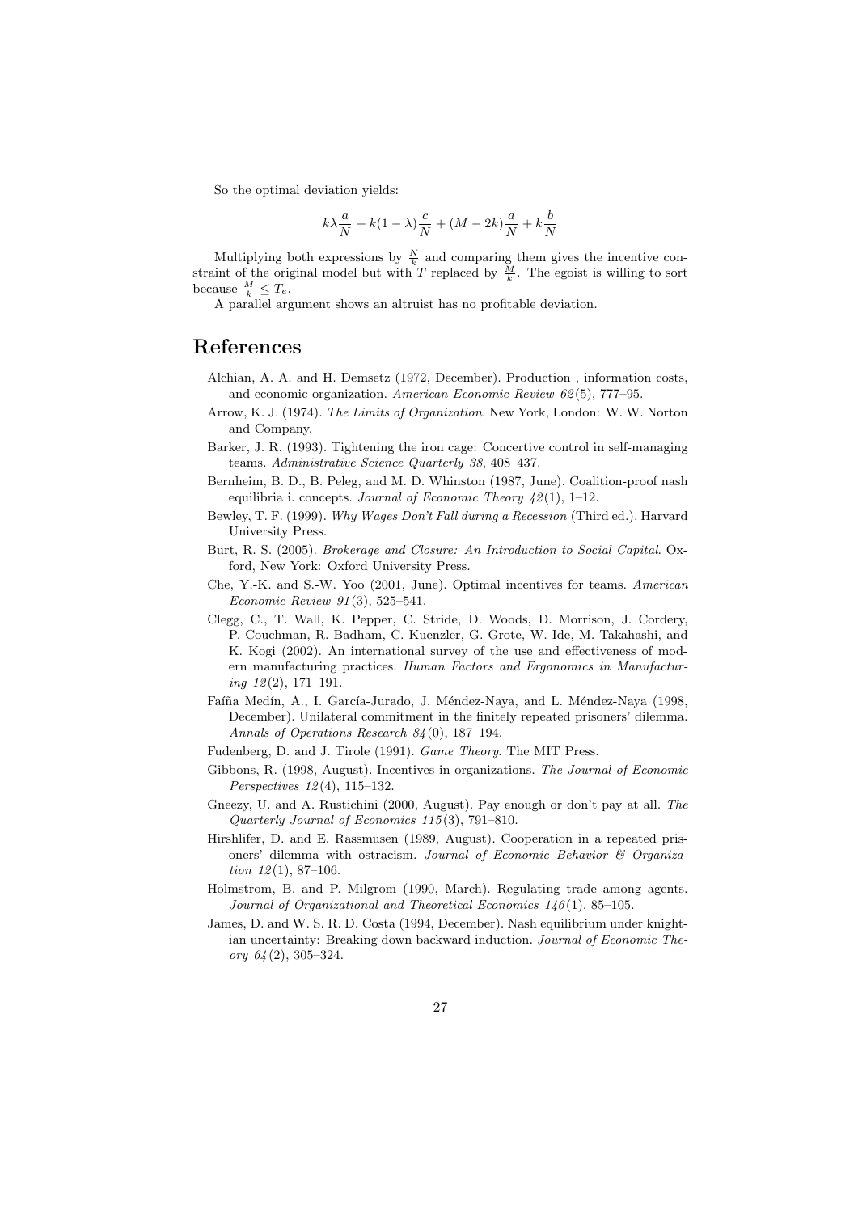So the optimal deviation yields:

$$k\lambda\frac{a}{N} + k(1-\lambda)\frac{c}{N} + (M-2k)\frac{a}{N} + k\frac{b}{N}$$

Multiplying both expressions by $\frac{N}{k}$ and comparing them gives the incentive constraint of the original model but with $T$ replaced by $\frac{M}{k}$. The egoist is willing to sort because $\frac{M}{k} \leq T_e$.

A parallel argument shows an altruist has no profitable deviation.

# References

Alchian, A. A. and H. Demsetz (1972, December). Production , information costs, and economic organization. *American Economic Review 62*(5), 777–95.

Arrow, K. J. (1974). *The Limits of Organization*. New York, London: W. W. Norton and Company.

Barker, J. R. (1993). Tightening the iron cage: Concertive control in self-managing teams. *Administrative Science Quarterly 38*, 408–437.

Bernheim, B. D., B. Peleg, and M. D. Whinston (1987, June). Coalition-proof nash equilibria i. concepts. *Journal of Economic Theory 42*(1), 1–12.

Bewley, T. F. (1999). *Why Wages Don't Fall during a Recession* (Third ed.). Harvard University Press.

Burt, R. S. (2005). *Brokerage and Closure: An Introduction to Social Capital*. Oxford, New York: Oxford University Press.

Che, Y.-K. and S.-W. Yoo (2001, June). Optimal incentives for teams. *American Economic Review 91*(3), 525–541.

Clegg, C., T. Wall, K. Pepper, C. Stride, D. Woods, D. Morrison, J. Cordery, P. Couchman, R. Badham, C. Kuenzler, G. Grote, W. Ide, M. Takahashi, and K. Kogi (2002). An international survey of the use and effectiveness of modern manufacturing practices. *Human Factors and Ergonomics in Manufacturing 12*(2), 171–191.

Faíña Medín, A., I. García-Jurado, J. Méndez-Naya, and L. Méndez-Naya (1998, December). Unilateral commitment in the finitely repeated prisoners' dilemma. *Annals of Operations Research 84*(0), 187–194.

Fudenberg, D. and J. Tirole (1991). *Game Theory*. The MIT Press.

Gibbons, R. (1998, August). Incentives in organizations. *The Journal of Economic Perspectives 12*(4), 115–132.

Gneezy, U. and A. Rustichini (2000, August). Pay enough or don't pay at all. *The Quarterly Journal of Economics 115*(3), 791–810.

Hirshlifer, D. and E. Rassmusen (1989, August). Cooperation in a repeated prisoners' dilemma with ostracism. *Journal of Economic Behavior & Organization 12*(1), 87–106.

Holmstrom, B. and P. Milgrom (1990, March). Regulating trade among agents. *Journal of Organizational and Theoretical Economics 146*(1), 85–105.

James, D. and W. S. R. D. Costa (1994, December). Nash equilibrium under knightian uncertainty: Breaking down backward induction. *Journal of Economic Theory 64*(2), 305–324.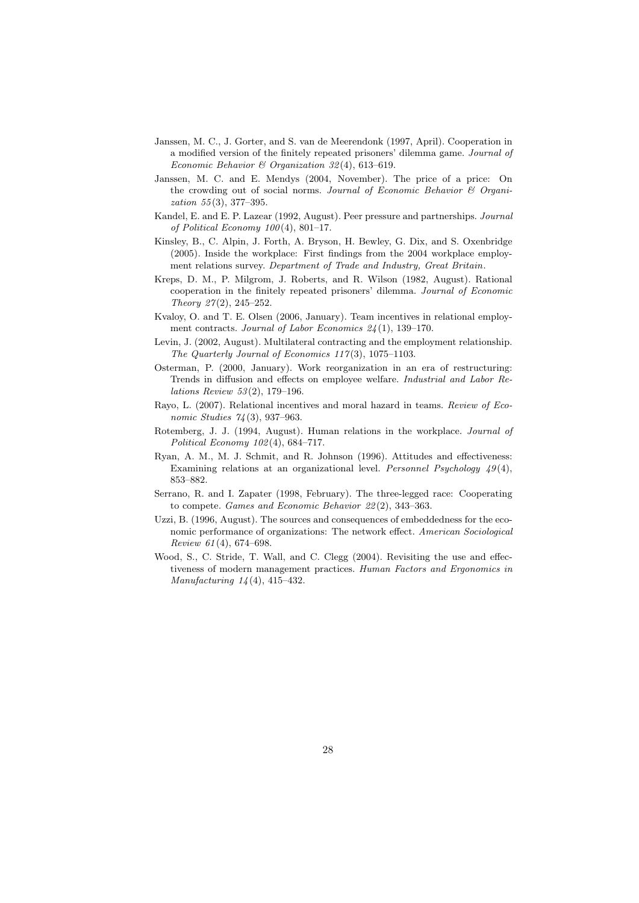Janssen, M. C., J. Gorter, and S. van de Meerendonk (1997, April). Cooperation in a modified version of the finitely repeated prisoners' dilemma game. *Journal of Economic Behavior & Organization 32*(4), 613–619.

Janssen, M. C. and E. Mendys (2004, November). The price of a price: On the crowding out of social norms. *Journal of Economic Behavior & Organization 55*(3), 377–395.

Kandel, E. and E. P. Lazear (1992, August). Peer pressure and partnerships. *Journal of Political Economy 100*(4), 801–17.

Kinsley, B., C. Alpin, J. Forth, A. Bryson, H. Bewley, G. Dix, and S. Oxenbridge (2005). Inside the workplace: First findings from the 2004 workplace employment relations survey. *Department of Trade and Industry, Great Britain*.

Kreps, D. M., P. Milgrom, J. Roberts, and R. Wilson (1982, August). Rational cooperation in the finitely repeated prisoners' dilemma. *Journal of Economic Theory 27*(2), 245–252.

Kvaloy, O. and T. E. Olsen (2006, January). Team incentives in relational employment contracts. *Journal of Labor Economics 24*(1), 139–170.

Levin, J. (2002, August). Multilateral contracting and the employment relationship. *The Quarterly Journal of Economics 117*(3), 1075–1103.

Osterman, P. (2000, January). Work reorganization in an era of restructuring: Trends in diffusion and effects on employee welfare. *Industrial and Labor Relations Review 53*(2), 179–196.

Rayo, L. (2007). Relational incentives and moral hazard in teams. *Review of Economic Studies 74*(3), 937–963.

Rotemberg, J. J. (1994, August). Human relations in the workplace. *Journal of Political Economy 102*(4), 684–717.

Ryan, A. M., M. J. Schmit, and R. Johnson (1996). Attitudes and effectiveness: Examining relations at an organizational level. *Personnel Psychology 49*(4), 853–882.

Serrano, R. and I. Zapater (1998, February). The three-legged race: Cooperating to compete. *Games and Economic Behavior 22*(2), 343–363.

Uzzi, B. (1996, August). The sources and consequences of embeddedness for the economic performance of organizations: The network effect. *American Sociological Review 61*(4), 674–698.

Wood, S., C. Stride, T. Wall, and C. Clegg (2004). Revisiting the use and effectiveness of modern management practices. *Human Factors and Ergonomics in Manufacturing 14*(4), 415–432.